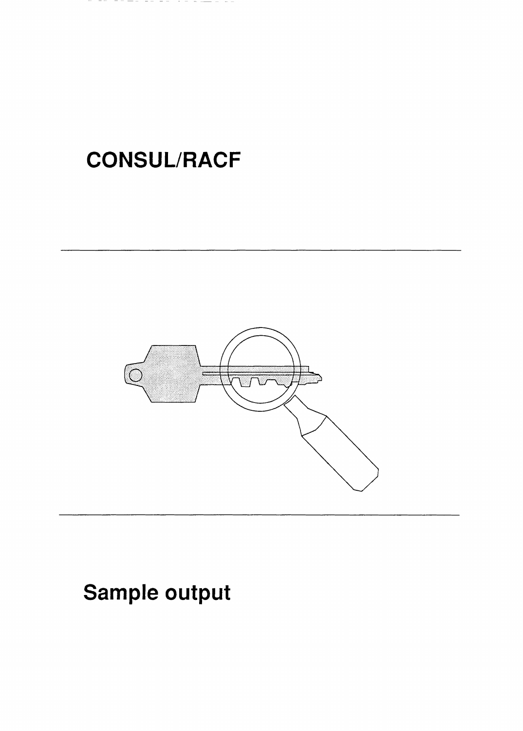# CONSUL/RACF

# Sample output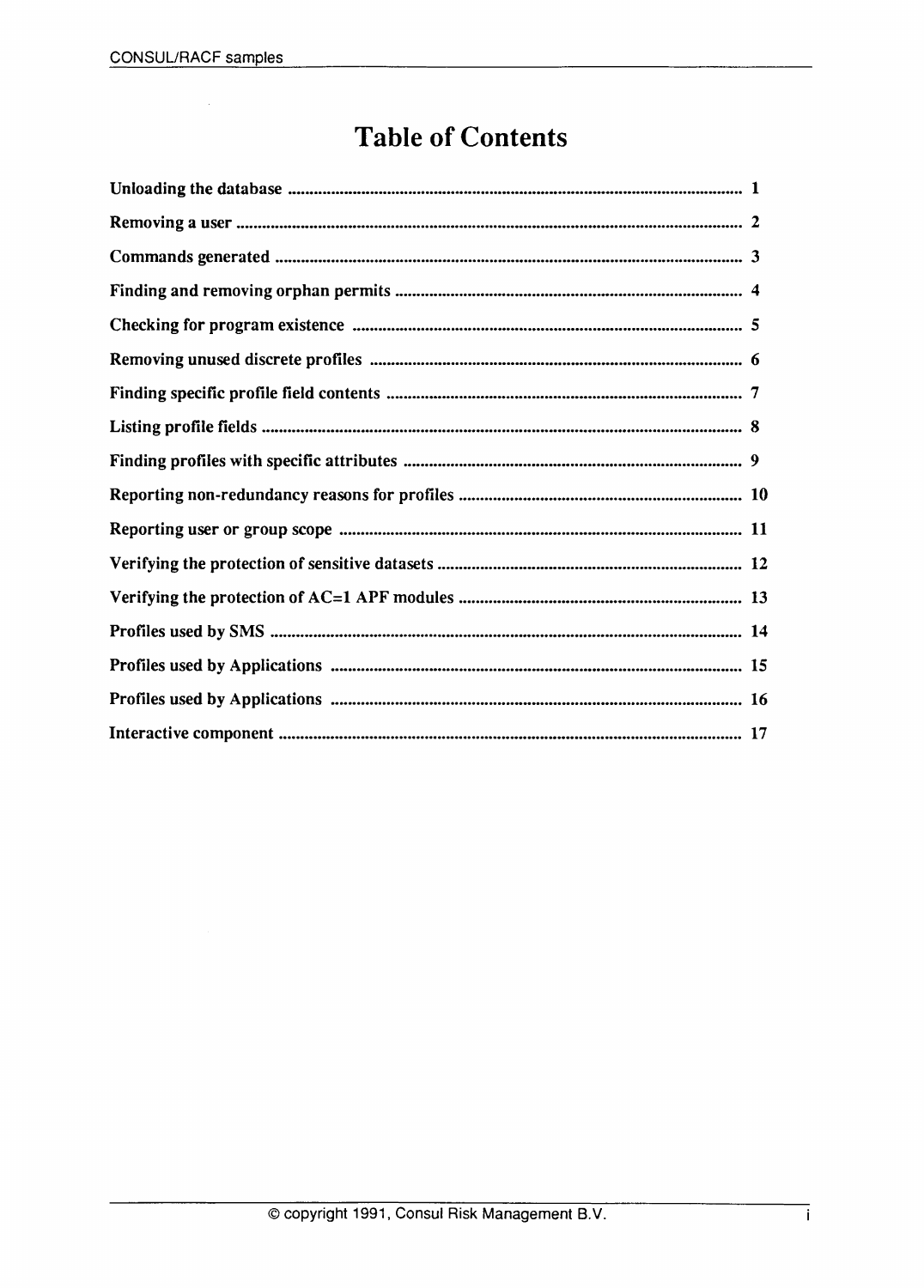# Table of Contents

Unloading the database .......... 1

Removing a user .......... 2

Commands generated .......... 3

Finding and removing orphan permits .......... 4

Checking for program existence .......... 5

Removing unused discrete profiles .......... 6

Finding specific profile field contents .......... 7

Listing profile fields .......... 8

Finding profiles with specific attributes .......... 9

Reporting non-redundancy reasons for profiles .......... 10

Reporting user or group scope .......... 11

Verifying the protection of sensitive datasets .......... 12

Verifying the protection of AC=1 APF modules .......... 13

Profiles used by SMS .......... 14

Profiles used by Applications .......... 15

Profiles used by Applications .......... 16

Interactive component .......... 17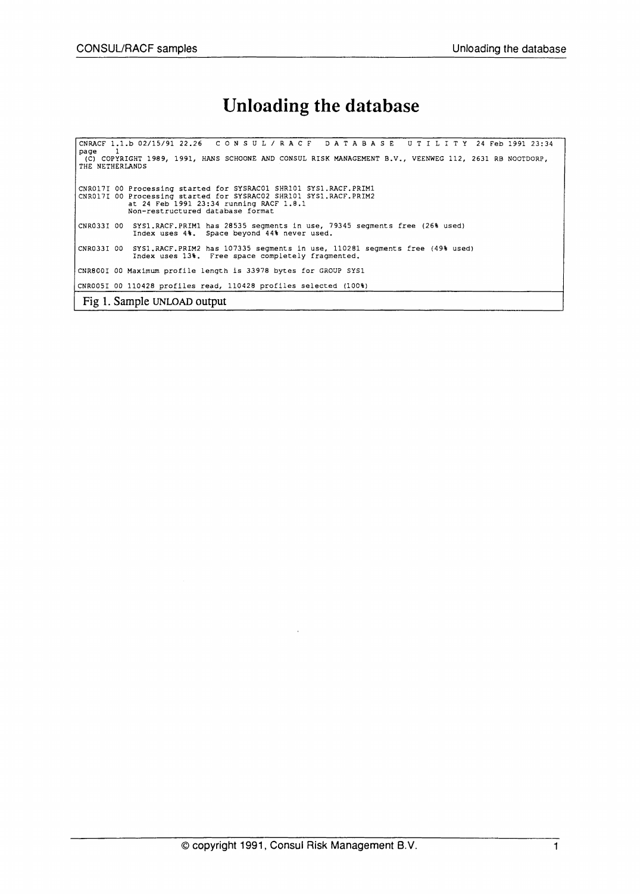# Unloading the database

```
CNRACF 1.1.b 02/15/91 22.26   C O N S U L / R A C F   D A T A B A S E   U T I L I T Y  24 Feb 1991 23:34
page    1
 (C) COPYRIGHT 1989, 1991, HANS SCHOONE AND CONSUL RISK MANAGEMENT B.V., VEENWEG 112, 2631 RB NOOTDORP,
THE NETHERLANDS


CNR017I 00 Processing started for SYSRAC01 SHR101 SYS1.RACF.PRIM1
CNR017I 00 Processing started for SYSRAC02 SHR101 SYS1.RACF.PRIM2
           at 24 Feb 1991 23:34 running RACF 1.8.1
           Non-restructured database format

CNR033I 00  SYS1.RACF.PRIM1 has 28535 segments in use, 79345 segments free (26% used)
            Index uses 4%.  Space beyond 44% never used.

CNR033I 00  SYS1.RACF.PRIM2 has 107335 segments in use, 110281 segments free (49% used)
            Index uses 13%.  Free space completely fragmented.

CNR800I 00 Maximum profile length is 33978 bytes for GROUP SYS1

CNR005I 00 110428 profiles read, 110428 profiles selected (100%)
```

Fig 1. Sample UNLOAD output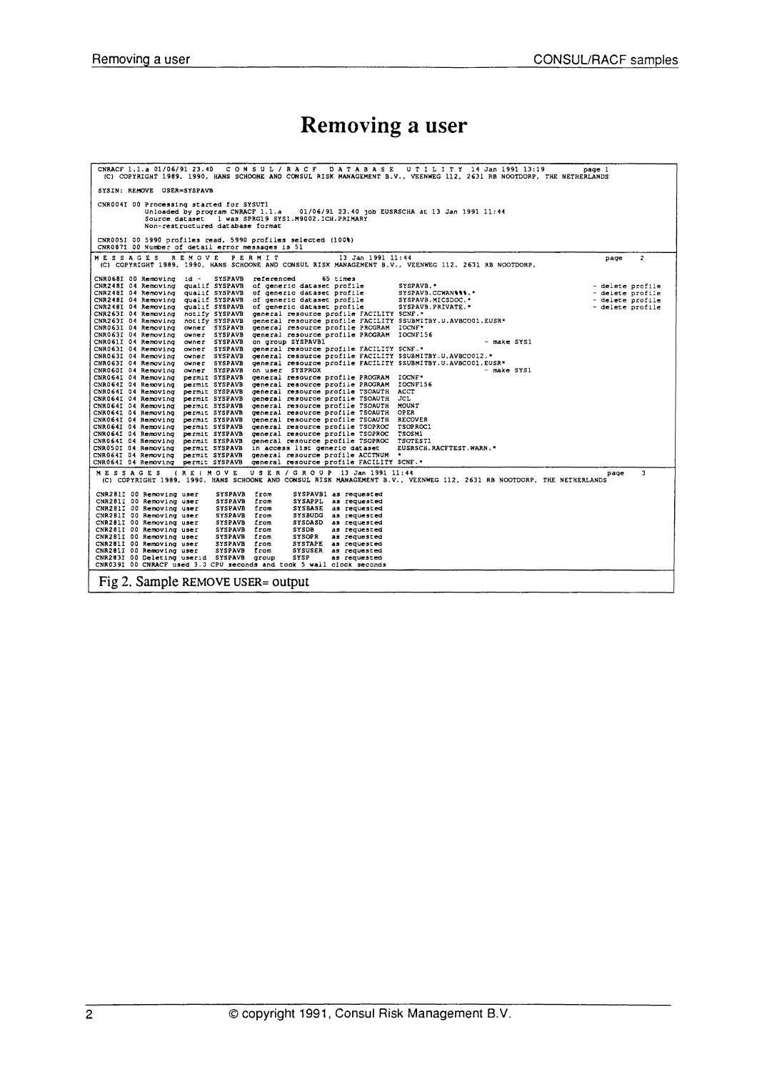# Removing a user

```
CNRACF 1.1.a 01/06/91 23.40   C O N S U L / R A C F   D A T A B A S E   U T I L I T Y  14 Jan 1991 13:19        page 1
(C) COPYRIGHT 1989, 1990, HANS SCHOONE AND CONSUL RISK MANAGEMENT B.V., VEENWEG 112, 2631 RB NOOTDORP, THE NETHERLANDS

SYSIN: REMOVE  USER=SYSPAVB

CNR004I 00 Processing started for SYSUT1
           Unloaded by program CNRACF 1.1.a    01/06/91 23.40 job EUSRSCHA at 13 Jan 1991 11:44
           Source dataset   1 was SPRG19 SYS1.M9002.ICH.PRIMARY
           Non-restructured database format

CNR005I 00 5990 profiles read, 5990 profiles selected (100%)
CNR087I 00 Number of detail error messages is 51
M E S S A G E S   R E M O V E   P E R M I T              13 Jan 1991 11:44                                   page   2
(C) COPYRIGHT 1989, 1990, HANS SCHOONE AND CONSUL RISK MANAGEMENT B.V., VEENWEG 112, 2631 RB NOOTDORP,

CNR068I 00 Removing  id -    SYSPAVB  referenced       65 times
CNR248I 04 Removing  qualif SYSPAVB  of generic dataset profile         SYSPAVB.*                                - delete profile
CNR248I 04 Removing  qualif SYSPAVB  of generic dataset profile         SYSPAVB.CCWAN%%%.*                       - delete profile
CNR248I 04 Removing  qualif SYSPAVB  of generic dataset profile         SYSPAVB.MICSDOC.*                        - delete profile
CNR248I 04 Removing  qualif SYSPAVB  of generic dataset profile         SYSPAVB.PRIVATE.*                        - delete profile
CNR263I 04 Removing  notify SYSPAVB  general resource profile FACILITY SCNF.*
CNR263I 04 Removing  notify SYSPAVB  general resource profile FACILITY $SUBMITBY.U.AVBCO01.EUSR*
CNR063I 04 Removing  owner  SYSPAVB  general resource profile PROGRAM  IOCNF*
CNR063I 04 Removing  owner  SYSPAVB  general resource profile PROGRAM  IOCNF156
CNR061I 04 Removing  owner  SYSPAVB  on group SYSPAVB1                                 - make SYS1
CNR063I 04 Removing  owner  SYSPAVB  general resource profile FACILITY SCNF.*
CNR063I 04 Removing  owner  SYSPAVB  general resource profile FACILITY $SUBMITBY.U.AVBCO012.*
CNR063I 04 Removing  owner  SYSPAVB  general resource profile FACILITY $SUBMITBY.U.AVBCO01.EUSR*
CNR060I 04 Removing  owner  SYSPAVB  on user  SYSPROX                                  - make SYS1
CNR064I 04 Removing  permit SYSPAVB  general resource profile PROGRAM  IOCNF*
CNR064I 04 Removing  permit SYSPAVB  general resource profile PROGRAM  IOCNF156
CNR064I 04 Removing  permit SYSPAVB  general resource profile TSOAUTH  ACCT
CNR064I 04 Removing  permit SYSPAVB  general resource profile TSOAUTH  JCL
CNR064I 04 Removing  permit SYSPAVB  general resource profile TSOAUTH  MOUNT
CNR064I 04 Removing  permit SYSPAVB  general resource profile TSOAUTH  OPER
CNR064I 04 Removing  permit SYSPAVB  general resource profile TSOAUTH  RECOVER
CNR064I 04 Removing  permit SYSPAVB  general resource profile TSOPROC  TSOPROC1
CNR064I 04 Removing  permit SYSPAVB  general resource profile TSOPROC  TSOSM1
CNR064I 04 Removing  permit SYSPAVB  general resource profile TSOPROC  TSOTEST1
CNR050I 04 Removing  permit SYSPAVB  in access list generic dataset    EUSRSCH.RACFTEST.WARN.*
CNR064I 04 Removing  permit SYSPAVB  general resource profile ACCTNUM  *
CNR064I 04 Removing  permit SYSPAVB  general resource profile FACILITY SCNF.*
M E S S A G E S   ( R E ) M O V E   U S E R / G R O U P  13 Jan 1991 11:44                                   page   3
(C) COPYRIGHT 1989, 1990, HANS SCHOONE AND CONSUL RISK MANAGEMENT B.V., VEENWEG 112, 2631 RB NOOTDORP, THE NETHERLANDS

CNR281I 00 Removing user     SYSPAVB  from      SYSPAVB1  as requested
CNR281I 00 Removing user     SYSPAVB  from      SYSAPPL   as requested
CNR281I 00 Removing user     SYSPAVB  from      SYSBASE   as requested
CNR281I 00 Removing user     SYSPAVB  from      SYSBUDG   as requested
CNR281I 00 Removing user     SYSPAVB  from      SYSDASD   as requested
CNR281I 00 Removing user     SYSPAVB  from      SYSDB     as requested
CNR281I 00 Removing user     SYSPAVB  from      SYSOPR    as requested
CNR281I 00 Removing user     SYSPAVB  from      SYSTAPE   as requested
CNR281I 00 Removing user     SYSPAVB  from      SYSUSER   as requested
CNR283I 00 Deleting userid   SYSPAVB  group     SYSP      as requested
CNR039I 00 CNRACF used 3.3 CPU seconds and took 5 wall clock seconds
```

Fig 2. Sample REMOVE USER= output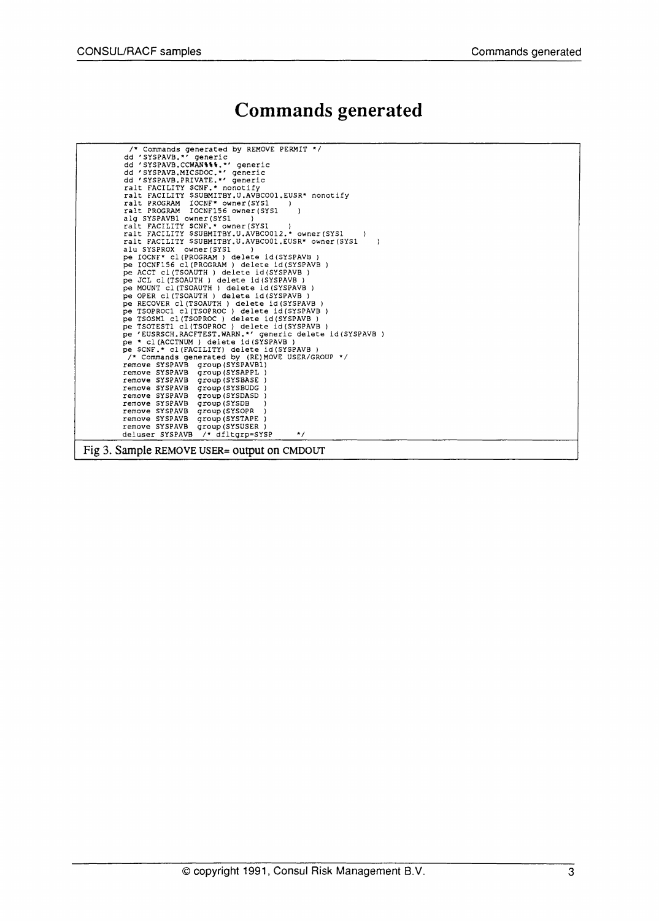# Commands generated

```
/* Commands generated by REMOVE PERMIT */
dd 'SYSPAVB.*' generic
dd 'SYSPAVB.CCWAN%%%.*' generic
dd 'SYSPAVB.MICSDOC.*' generic
dd 'SYSPAVB.PRIVATE.*' generic
ralt FACILITY $CNF.* nonotify
ralt FACILITY $SUBMITBY.U.AVBC001.EUSR* nonotify
ralt PROGRAM  IOCNF* owner(SYS1     )
ralt PROGRAM  IOCNF156 owner(SYS1     )
alg SYSPAVB1 owner(SYS1     )
ralt FACILITY $CNF.* owner(SYS1     )
ralt FACILITY $SUBMITBY.U.AVBC0012.* owner(SYS1     )
ralt FACILITY $SUBMITBY.U.AVBC001.EUSR* owner(SYS1     )
alu SYSPROX  owner(SYS1     )
pe IOCNF* cl(PROGRAM ) delete id(SYSPAVB )
pe IOCNF156 cl(PROGRAM ) delete id(SYSPAVB )
pe ACCT cl(TSOAUTH ) delete id(SYSPAVB )
pe JCL cl(TSOAUTH ) delete id(SYSPAVB )
pe MOUNT cl(TSOAUTH ) delete id(SYSPAVB )
pe OPER cl(TSOAUTH ) delete id(SYSPAVB )
pe RECOVER cl(TSOAUTH ) delete id(SYSPAVB )
pe TSOPROC1 cl(TSOPROC ) delete id(SYSPAVB )
pe TSOSM1 cl(TSOPROC ) delete id(SYSPAVB )
pe TSOTEST1 cl(TSOPROC ) delete id(SYSPAVB )
pe 'EUSRSCH.RACFTEST.WARN.*' generic delete id(SYSPAVB )
pe * cl(ACCTNUM ) delete id(SYSPAVB )
pe $CNF.* cl(FACILITY) delete id(SYSPAVB )
/* Commands generated by (RE)MOVE USER/GROUP */
remove SYSPAVB  group(SYSPAVB1)
remove SYSPAVB  group(SYSAPPL )
remove SYSPAVB  group(SYSBASE )
remove SYSPAVB  group(SYSBUDG )
remove SYSPAVB  group(SYSDASD )
remove SYSPAVB  group(SYSDB    )
remove SYSPAVB  group(SYSOPR   )
remove SYSPAVB  group(SYSTAPE )
remove SYSPAVB  group(SYSUSER )
deluser SYSPAVB  /* dfltgrp=SYSP      */
```

Fig 3. Sample REMOVE USER= output on CMDOUT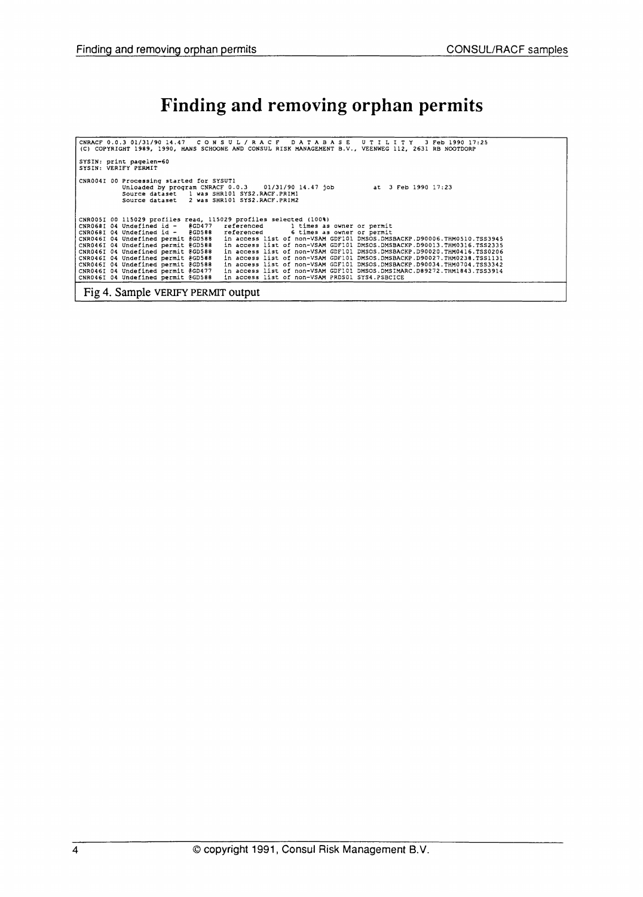# Finding and removing orphan permits

```
CNRACF 0.0.3 01/31/90 14.47   C O N S U L / R A C F   D A T A B A S E   U T I L I T Y   3 Feb 1990 17:25
(C) COPYRIGHT 1989, 1990, HANS SCHOONE AND CONSUL RISK MANAGEMENT B.V., VEENWEG 112, 2631 RB NOOTDORP

SYSIN: print pagelen=60
SYSIN: VERIFY PERMIT

CNR004I 00 Processing started for SYSUT1
           Unloaded by program CNRACF 0.0.3    01/31/90 14.47 job          at  3 Feb 1990 17:23
           Source dataset   1 was SHR101 SYS2.RACF.PRIM1
           Source dataset   2 was SHR101 SYS2.RACF.PRIM2


CNR005I 00 115029 profiles read, 115029 profiles selected (100%)
CNR068I 04 Undefined id -    @GD477    referenced        1 times as owner or permit
CNR068I 04 Undefined id -    @GD588    referenced        6 times as owner or permit
CNR046I 04 Undefined permit @GD588    in access list of non-VSAM GDF101 DMSOS.DMSBACKP.D90006.THM0510.TSS3945
CNR046I 04 Undefined permit @GD588    in access list of non-VSAM GDF101 DMSOS.DMSBACKP.D90013.THM0316.TSS2335
CNR046I 04 Undefined permit @GD588    in access list of non-VSAM GDF101 DMSOS.DMSBACKP.D90020.THM0416.TSS0206
CNR046I 04 Undefined permit @GD588    in access list of non-VSAM GDF101 DMSOS.DMSBACKP.D90027.THM0238.TSS1131
CNR046I 04 Undefined permit @GD588    in access list of non-VSAM GDF101 DMSOS.DMSBACKP.D90034.THM0704.TSS3342
CNR046I 04 Undefined permit @GD477    in access list of non-VSAM GDF101 DMSOS.DMSIMARC.D89272.THM1843.TSS3914
CNR046I 04 Undefined permit @GD588    in access list of non-VSAM PRDS01 SYS4.PSBCICE
```

Fig 4. Sample VERIFY PERMIT output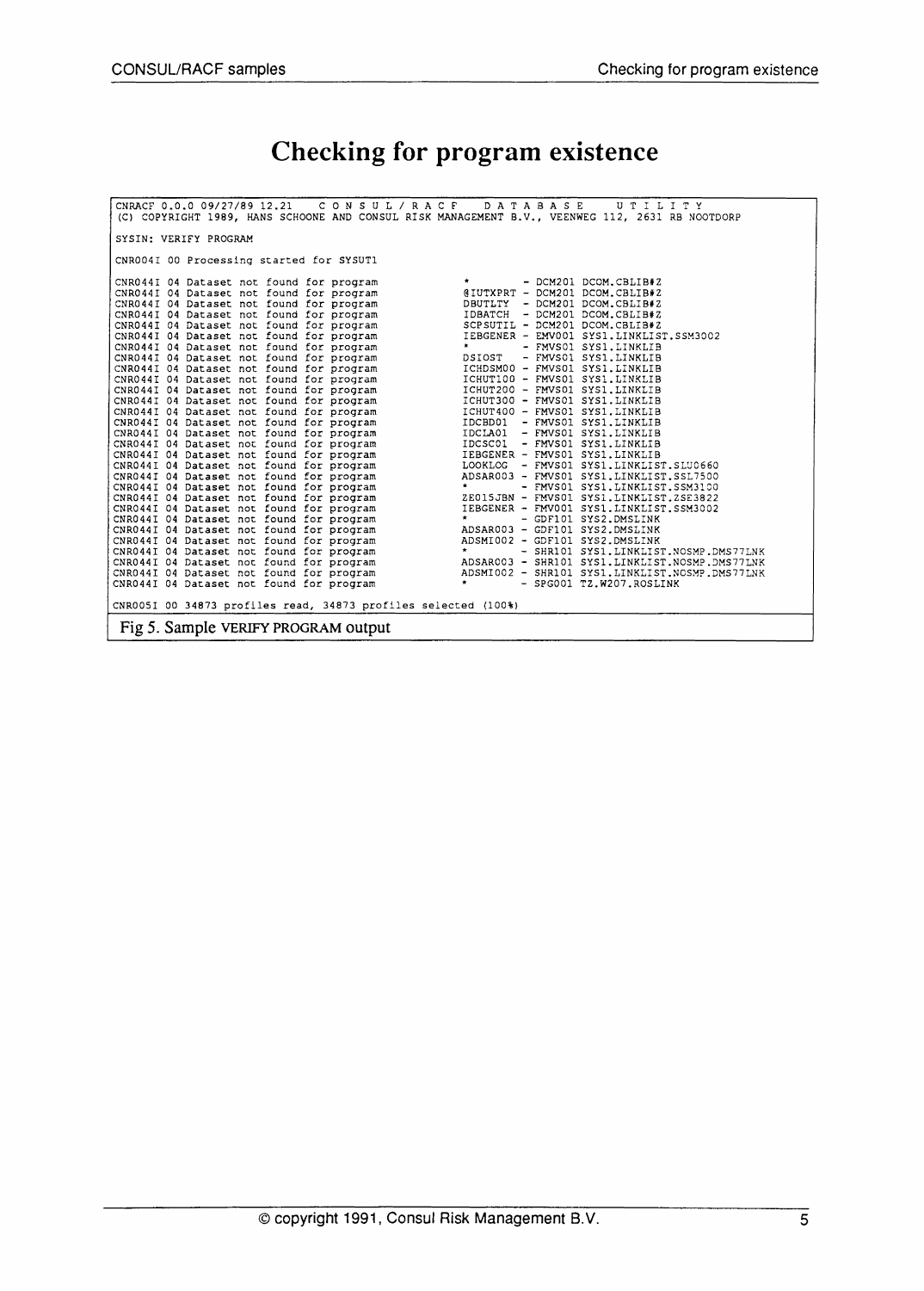# Checking for program existence

```
CNRACF 0.0.0 09/27/89 12.21   C O N S U L / R A C F   D A T A B A S E   U T I L I T Y
(C) COPYRIGHT 1989, HANS SCHOONE AND CONSUL RISK MANAGEMENT B.V., VEENWEG 112, 2631 RB NOOTDORP

SYSIN: VERIFY PROGRAM

CNR004I 00 Processing started for SYSUT1

CNR044I 04 Dataset not found for program          *        - DCM201 DCOM.CBLIB#Z
CNR044I 04 Dataset not found for program          @IUTXPRT - DCM201 DCOM.CBLIB#Z
CNR044I 04 Dataset not found for program          DBUTLTY  - DCM201 DCOM.CBLIB#Z
CNR044I 04 Dataset not found for program          IDBATCH  - DCM201 DCOM.CBLIB#Z
CNR044I 04 Dataset not found for program          SCPSUTIL - DCM201 DCOM.CBLIB#Z
CNR044I 04 Dataset not found for program          IEBGENER - EMV001 SYS1.LINKLIST.SSM3002
CNR044I 04 Dataset not found for program          *        - FMVS01 SYS1.LINKLIB
CNR044I 04 Dataset not found for program          DSIOST   - FMVS01 SYS1.LINKLIB
CNR044I 04 Dataset not found for program          ICHDSM00 - FMVS01 SYS1.LINKLIB
CNR044I 04 Dataset not found for program          ICHUT100 - FMVS01 SYS1.LINKLIB
CNR044I 04 Dataset not found for program          ICHUT200 - FMVS01 SYS1.LINKLIB
CNR044I 04 Dataset not found for program          ICHUT300 - FMVS01 SYS1.LINKLIB
CNR044I 04 Dataset not found for program          ICHUT400 - FMVS01 SYS1.LINKLIB
CNR044I 04 Dataset not found for program          IDCBD01  - FMVS01 SYS1.LINKLIB
CNR044I 04 Dataset not found for program          IDCLA01  - FMVS01 SYS1.LINKLIB
CNR044I 04 Dataset not found for program          IDCSC01  - FMVS01 SYS1.LINKLIB
CNR044I 04 Dataset not found for program          IEBGENER - FMVS01 SYS1.LINKLIB
CNR044I 04 Dataset not found for program          LOOKLOG  - FMVS01 SYS1.LINKLIST.SLU0660
CNR044I 04 Dataset not found for program          ADSAR003 - FMVS01 SYS1.LINKLIST.SSL7500
CNR044I 04 Dataset not found for program          *        - FMVS01 SYS1.LINKLIST.SSM3100
CNR044I 04 Dataset not found for program          ZE015JBN - FMVS01 SYS1.LINKLIST.ZSE3822
CNR044I 04 Dataset not found for program          IEBGENER - FMV001 SYS1.LINKLIST.SSM3002
CNR044I 04 Dataset not found for program          *        - GDF101 SYS2.DMSLINK
CNR044I 04 Dataset not found for program          ADSAR003 - GDF101 SYS2.DMSLINK
CNR044I 04 Dataset not found for program          ADSMI002 - GDF101 SYS2.DMSLINK
CNR044I 04 Dataset not found for program          *        - SHR101 SYS1.LINKLIST.NOSMP.DMS77LNK
CNR044I 04 Dataset not found for program          ADSAR003 - SHR101 SYS1.LINKLIST.NOSMP.DMS77LNK
CNR044I 04 Dataset not found for program          ADSMI002 - SHR101 SYS1.LINKLIST.NOSMP.DMS77LNK
CNR044I 04 Dataset not found for program          *        - SPG001 TZ.W207.ROSLINK

CNR005I 00 34873 profiles read, 34873 profiles selected (100%)
```

Fig 5. Sample VERIFY PROGRAM output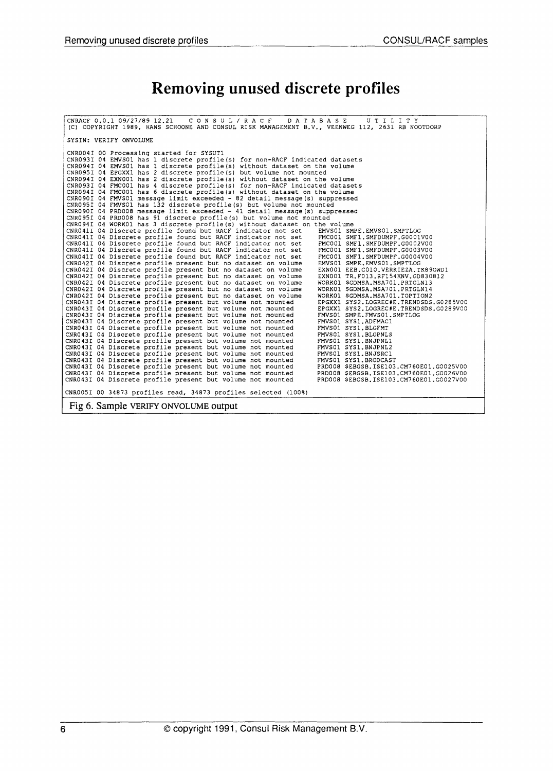# Removing unused discrete profiles

```
CNRACF 0.0.1 09/27/89 12.21    C O N S U L / R A C F    D A T A B A S E    U T I L I T Y
(C) COPYRIGHT 1989, HANS SCHOONE AND CONSUL RISK MANAGEMENT B.V., VEENWEG 112, 2631 RB NOOTDORP

SYSIN: VERIFY ONVOLUME

CNR004I 00 Processing started for SYSUT1
CNR093I 04 EMVS01 has 1 discrete profile(s) for non-RACF indicated datasets
CNR094I 04 EMVS01 has 1 discrete profile(s) without dataset on the volume
CNR095I 04 EPGXX1 has 2 discrete profile(s) but volume not mounted
CNR094I 04 EXN001 has 2 discrete profile(s) without dataset on the volume
CNR093I 04 FMC001 has 4 discrete profile(s) for non-RACF indicated datasets
CNR094I 04 FMC001 has 6 discrete profile(s) without dataset on the volume
CNR090I 04 FMVS01 message limit exceeded - 82 detail message(s) suppressed
CNR095I 04 FMVS01 has 132 discrete profile(s) but volume not mounted
CNR090I 04 PRD008 message limit exceeded - 41 detail message(s) suppressed
CNR095I 04 PRD008 has 91 discrete profile(s) but volume not mounted
CNR094I 04 WORK01 has 3 discrete profile(s) without dataset on the volume
CNR041I 04 Discrete profile found but RACF indicator not set    EMVS01 SMPE.EMVS01.SMPTLOG
CNR041I 04 Discrete profile found but RACF indicator not set    FMC001 SMF1.SMFDUMPF.G0001V00
CNR041I 04 Discrete profile found but RACF indicator not set    FMC001 SMF1.SMFDUMPF.G0002V00
CNR041I 04 Discrete profile found but RACF indicator not set    FMC001 SMF1.SMFDUMPF.G0003V00
CNR041I 04 Discrete profile found but RACF indicator not set    FMC001 SMF1.SMFDUMPF.G0004V00
CNR042I 04 Discrete profile present but no dataset on volume    EMVS01 SMPE.EMVS01.SMPTLOG
CNR042I 04 Discrete profile present but no dataset on volume    EXN001 EEB.C010.VERKIEZA.TK89OWD1
CNR042I 04 Discrete profile present but no dataset on volume    EXN001 TR.F013.RF154KNV.GD830812
CNR042I 04 Discrete profile present but no dataset on volume    WORK01 $GDMSA.MSA701.PRTGLN13
CNR042I 04 Discrete profile present but no dataset on volume    WORK01 $GDMSA.MSA701.PRTGLN14
CNR042I 04 Discrete profile present but no dataset on volume    WORK01 $GDMSA.MSA701.TOPTION2
CNR043I 04 Discrete profile present but volume not mounted      EPGXX1 SYS2.LOGREC#E.TRENDSDS.G0285V00
CNR043I 04 Discrete profile present but volume not mounted      EPGXX1 SYS2.LOGREC#E.TRENDSDS.G0289V00
CNR043I 04 Discrete profile present but volume not mounted      FMVS01 SMPE.FMVS01.SMPTLOG
CNR043I 04 Discrete profile present but volume not mounted      FMVS01 SYS1.ADFMAC1
CNR043I 04 Discrete profile present but volume not mounted      FMVS01 SYS1.BLGFMT
CNR043I 04 Discrete profile present but volume not mounted      FMVS01 SYS1.BLGPNLS
CNR043I 04 Discrete profile present but volume not mounted      FMVS01 SYS1.BNJPNL1
CNR043I 04 Discrete profile present but volume not mounted      FMVS01 SYS1.BNJPNL2
CNR043I 04 Discrete profile present but volume not mounted      FMVS01 SYS1.BNJSRC1
CNR043I 04 Discrete profile present but volume not mounted      FMVS01 SYS1.BRODCAST
CNR043I 04 Discrete profile present but volume not mounted      PRD008 $EBGSB.ISE103.CM760E01.G0025V00
CNR043I 04 Discrete profile present but volume not mounted      PRD008 $EBGSB.ISE103.CM760E01.G0026V00
CNR043I 04 Discrete profile present but volume not mounted      PRD008 $EBGSB.ISE103.CM760E01.G0027V00

CNR005I 00 34873 profiles read, 34873 profiles selected (100%)
```

Fig 6. Sample VERIFY ONVOLUME output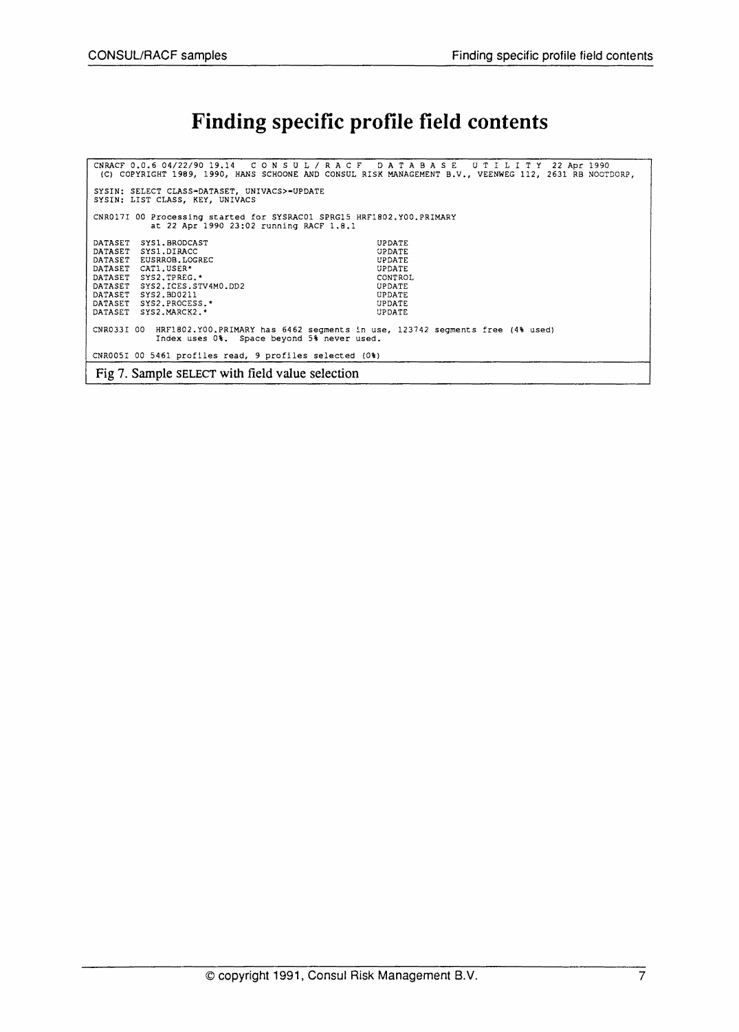# Finding specific profile field contents

```
CNRACF 0.0.6 04/22/90 19.14   C O N S U L / R A C F   D A T A B A S E   U T I L I T Y  22 Apr 1990
 (C) COPYRIGHT 1989, 1990, HANS SCHOONE AND CONSUL RISK MANAGEMENT B.V., VEENWEG 112, 2631 RB NOOTDORP,

SYSIN: SELECT CLASS=DATASET, UNIVACS>=UPDATE
SYSIN: LIST CLASS, KEY, UNIVACS

CNR017I 00 Processing started for SYSRAC01 SPRG15 HRF1802.Y00.PRIMARY
           at 22 Apr 1990 23:02 running RACF 1.8.1

DATASET  SYS1.BRODCAST                                   UPDATE
DATASET  SYS1.DIRACC                                     UPDATE
DATASET  EUSRROB.LOGREC                                  UPDATE
DATASET  CAT1.USER*                                      UPDATE
DATASET  SYS2.TPREG.*                                    CONTROL
DATASET  SYS2.ICES.STV4M0.DD2                            UPDATE
DATASET  SYS2.BD0211                                     UPDATE
DATASET  SYS2.PROCESS.*                                  UPDATE
DATASET  SYS2.MARCK2.*                                   UPDATE

CNR033I 00  HRF1802.Y00.PRIMARY has 6462 segments in use, 123742 segments free (4% used)
            Index uses 0%.  Space beyond 5% never used.

CNR005I 00 5461 profiles read, 9 profiles selected (0%)
```

Fig 7. Sample SELECT with field value selection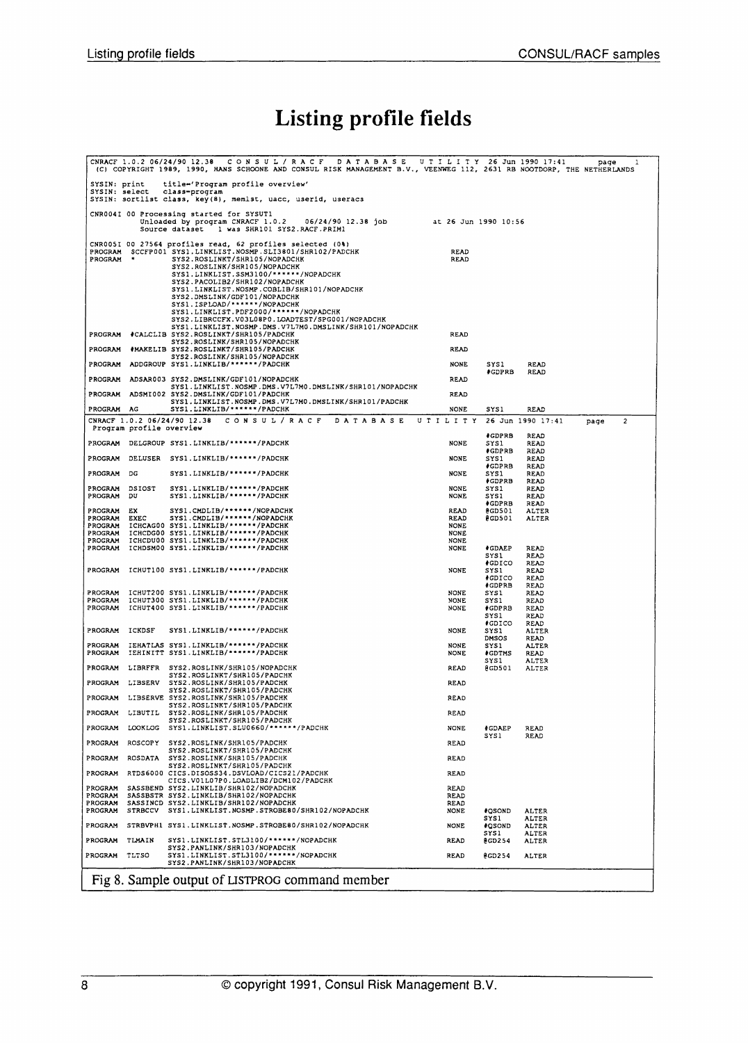# Listing profile fields

```
CNRACF 1.0.2 06/24/90 12.38   C O N S U L / R A C F   D A T A B A S E   U T I L I T Y  26 Jun 1990 17:41     page   1
 (C) COPYRIGHT 1989, 1990, HANS SCHOONE AND CONSUL RISK MANAGEMENT B.V., VEENWEG 112, 2631 RB NOOTDORP, THE NETHERLANDS

SYSIN: print    title='Program profile overview'
SYSIN: select   class=program
SYSIN: sortlist class, key(8), memlst, uacc, userid, useracs

CNR004I 00 Processing started for SYSUT1
           Unloaded by program CNRACF 1.0.2    06/24/90 12.38 job         at 26 Jun 1990 10:56
           Source dataset   1 was SHR101 SYS2.RACF.PRIM1

CNR005I 00 27564 profiles read, 62 profiles selected (0%)
PROGRAM  $CCFP001 SYS1.LINKLIST.NOSMP.SLI3801/SHR102/PADCHK              READ
PROGRAM  *        SYS2.ROSLINKT/SHR105/NOPADCHK                          READ
                  SYS2.ROSLINK/SHR105/NOPADCHK
                  SYS1.LINKLIST.SSM3100/******/NOPADCHK
                  SYS2.PACOLIB2/SHR102/NOPADCHK
                  SYS1.LINKLIST.NOSMP.COBLIB/SHR101/NOPADCHK
                  SYS2.DMSLINK/GDF101/NOPADCHK
                  SYS1.ISPLOAD/******/NOPADCHK
                  SYS1.LINKLIST.PDF2000/******/NOPADCHK
                  SYS2.LIBRCCFX.V03L08P0.LOADTEST/SPG001/NOPADCHK
                  SYS1.LINKLIST.NOSMP.DMS.V7L7M0.DMSLINK/SHR101/NOPADCHK
PROGRAM  #CALCLIB SYS2.ROSLINKT/SHR105/PADCHK                            READ
                  SYS2.ROSLINK/SHR105/NOPADCHK
PROGRAM  #MAKELIB SYS2.ROSLINKT/SHR105/PADCHK                            READ
                  SYS2.ROSLINK/SHR105/NOPADCHK
PROGRAM  ADDGROUP SYS1.LINKLIB/******/PADCHK                             NONE    SYS1     READ
                                                                                 #GDPRB   READ
PROGRAM  ADSAR003 SYS2.DMSLINK/GDF101/NOPADCHK                           READ
                  SYS1.LINKLIST.NOSMP.DMS.V7L7M0.DMSLINK/SHR101/NOPADCHK
PROGRAM  ADSMI002 SYS2.DMSLINK/GDF101/PADCHK                             READ
                  SYS1.LINKLIST.NOSMP.DMS.V7L7M0.DMSLINK/SHR101/PADCHK
PROGRAM  AG       SYS1.LINKLIB/******/PADCHK                             NONE    SYS1     READ
CNRACF 1.0.2 06/24/90 12.38   C O N S U L / R A C F   D A T A B A S E   U T I L I T Y  26 Jun 1990 17:41     page   2
 Program profile overview
                                                                                 #GDPRB   READ
PROGRAM  DELGROUP SYS1.LINKLIB/******/PADCHK                             NONE    SYS1     READ
                                                                                 #GDPRB   READ
PROGRAM  DELUSER  SYS1.LINKLIB/******/PADCHK                             NONE    SYS1     READ
                                                                                 #GDPRB   READ
PROGRAM  DG       SYS1.LINKLIB/******/PADCHK                             NONE    SYS1     READ
                                                                                 #GDPRB   READ
PROGRAM  DSIOST   SYS1.LINKLIB/******/PADCHK                             NONE    SYS1     READ
PROGRAM  DU       SYS1.LINKLIB/******/PADCHK                             NONE    SYS1     READ
                                                                                 #GDPRB   READ
PROGRAM  EX       SYS1.CMDLIB/******/NOPADCHK                            READ    @GD501   ALTER
PROGRAM  EXEC     SYS1.CMDLIB/******/NOPADCHK                            READ    @GD501   ALTER
PROGRAM  ICHCAG00 SYS1.LINKLIB/******/PADCHK                             NONE
PROGRAM  ICHCDG00 SYS1.LINKLIB/******/PADCHK                             NONE
PROGRAM  ICHCDU00 SYS1.LINKLIB/******/PADCHK                             NONE
PROGRAM  ICHDSM00 SYS1.LINKLIB/******/PADCHK                             NONE    #GDAEP   READ
                                                                                 SYS1     READ
                                                                                 #GDICO   READ
PROGRAM  ICHUT100 SYS1.LINKLIB/******/PADCHK                             NONE    SYS1     READ
                                                                                 #GDICO   READ
                                                                                 #GDPRB   READ
PROGRAM  ICHUT200 SYS1.LINKLIB/******/PADCHK                             NONE    SYS1     READ
PROGRAM  ICHUT300 SYS1.LINKLIB/******/PADCHK                             NONE    SYS1     READ
PROGRAM  ICHUT400 SYS1.LINKLIB/******/PADCHK                             NONE    #GDPRB   READ
                                                                                 SYS1     READ
                                                                                 #GDICO   READ
PROGRAM  ICKDSF   SYS1.LINKLIB/******/PADCHK                             NONE    SYS1     ALTER
                                                                                 DMSOS    READ
PROGRAM  IEHATLAS SYS1.LINKLIB/******/PADCHK                             NONE    SYS1     ALTER
PROGRAM  IEHINITT SYS1.LINKLIB/******/PADCHK                             NONE    #GDTMS   READ
                                                                                 SYS1     ALTER
PROGRAM  LIBRFFR  SYS2.ROSLINK/SHR105/NOPADCHK                           READ    @GD501   ALTER
                  SYS2.ROSLINKT/SHR105/PADCHK
PROGRAM  LIBSERV  SYS2.ROSLINK/SHR105/PADCHK                             READ
                  SYS2.ROSLINKT/SHR105/PADCHK
PROGRAM  LIBSERVE SYS2.ROSLINK/SHR105/PADCHK                             READ
                  SYS2.ROSLINKT/SHR105/PADCHK
PROGRAM  LIBUTIL  SYS2.ROSLINK/SHR105/PADCHK                             READ
                  SYS2.ROSLINKT/SHR105/PADCHK
PROGRAM  LOOKLOG  SYS1.LINKLIST.SLU0660/******/PADCHK                    NONE    #GDAEP   READ
                                                                                 SYS1     READ
PROGRAM  ROSCOPY  SYS2.ROSLINK/SHR105/PADCHK                             READ
                  SYS2.ROSLINKT/SHR105/PADCHK
PROGRAM  ROSDATA  SYS2.ROSLINK/SHR105/PADCHK                             READ
                  SYS2.ROSLINKT/SHR105/PADCHK
PROGRAM  RTDS6000 CICS.DISOSS34.DSVLOAD/CICS21/PADCHK                    READ
                  CICS.V01L07P0.LOADLIB2/DCM102/PADCHK
PROGRAM  SASSBEND SYS2.LINKLIB/SHR102/NOPADCHK                           READ
PROGRAM  SASSBSTR SYS2.LINKLIB/SHR102/NOPADCHK                           READ
PROGRAM  SASSINCD SYS2.LINKLIB/SHR102/NOPADCHK                           READ
PROGRAM  STRBCCV  SYS1.LINKLIST.NOSMP.STROBE80/SHR102/NOPADCHK           NONE    #QSOND   ALTER
                                                                                 SYS1     ALTER
PROGRAM  STRBVPH1 SYS1.LINKLIST.NOSMP.STROBE80/SHR102/NOPADCHK           NONE    #QSOND   ALTER
                                                                                 SYS1     ALTER
PROGRAM  TLMAIN   SYS1.LINKLIST.STL3100/******/NOPADCHK                  READ    @GD254   ALTER
                  SYS2.PANLINK/SHR103/NOPADCHK
PROGRAM  TLTSO    SYS1.LINKLIST.STL3100/******/NOPADCHK                  READ    @GD254   ALTER
                  SYS2.PANLINK/SHR103/NOPADCHK
```

Fig 8. Sample output of LISTPROG command member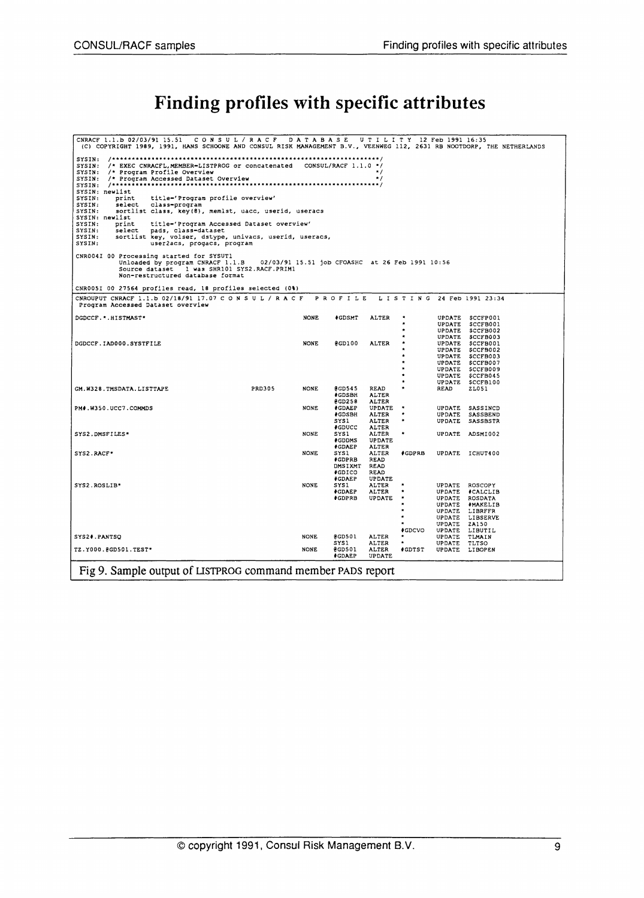# Finding profiles with specific attributes

```
CNRACF 1.1.b 02/03/91 15.51   C O N S U L / R A C F   D A T A B A S E   U T I L I T Y  12 Feb 1991 16:35
 (C) COPYRIGHT 1989, 1991, HANS SCHOONE AND CONSUL RISK MANAGEMENT B.V., VEENWEG 112, 2631 RB NOOTDORP, THE NETHERLANDS

SYSIN:  /*****************************************************************/
SYSIN:  /* EXEC CNRACFL,MEMBER=LISTPROG or concatenated   CONSUL/RACF 1.1.0 */
SYSIN:  /* Program Profile Overview                                       */
SYSIN:  /* Program Accessed Dataset Overview                              */
SYSIN:  /*****************************************************************/
SYSIN: newlist
SYSIN:     print     title='Program profile overview'
SYSIN:     select    class=program
SYSIN:     sortlist class, key(8), memlst, uacc, userid, useracs
SYSIN: newlist
SYSIN:     print     title='Program Accessed Dataset overview'
SYSIN:     select    pads, class=dataset
SYSIN:     sortlist key, volser, dstype, univacs, userid, useracs,
SYSIN:              user2acs, progacs, program

CNR004I 00 Processing started for SYSUT1
           Unloaded by program CNRACF 1.1.B    02/03/91 15.51 job CFOASHC  at 26 Feb 1991 10:56
           Source dataset   1 was SHR101 SYS2.RACF.PRIM1
           Non-restructured database format

CNR005I 00 27564 profiles read, 18 profiles selected (0%)
-----------------------------------------------------------------------------------------------------------
CNROUPUT CNRACF 1.1.b 02/18/91 17.07 C O N S U L / R A C F   P R O F I L E   L I S T I N G  24 Feb 1991 23:34
 Program Accessed Dataset overview

DGDCCF.*.HISTMAST*                                  NONE    #GDSMT    ALTER    *          UPDATE  $CCFP001
                                                                               *          UPDATE  $CCFB001
                                                                               *          UPDATE  $CCFB002
                                                                               *          UPDATE  $CCFB003
DGDCCF.IAD000.SYSTFILE                              NONE    @GD100    ALTER    *          UPDATE  $CCFB001
                                                                               *          UPDATE  $CCFB002
                                                                               *          UPDATE  $CCFB003
                                                                               *          UPDATE  $CCFB007
                                                                               *          UPDATE  $CCFB009
                                                                               *          UPDATE  $CCFB045
                                                                               *          UPDATE  $CCFB100
GM.W328.TMSDATA.LISTTAPE               PRD305       NONE    @GD545    READ     *          READ    ZL051
                                                            #GDSBH    ALTER
                                                            @GD258    ALTER
PM#.W350.UCC7.COMMDS                                NONE    #GDAEP    UPDATE   *          UPDATE  SASSINCD
                                                            #GDSBH    ALTER    *          UPDATE  SASSBEND
                                                            SYS1      ALTER    *          UPDATE  SASSBSTR
                                                            #GDUCC    ALTER
SYS2.DMSFILES*                                      NONE    SYS1      ALTER    *          UPDATE  ADSMI002
                                                            #GDDMS    UPDATE
                                                            #GDAEP    ALTER
SYS2.RACF*                                          NONE    SYS1      ALTER    #GDPRB     UPDATE  ICHUT400
                                                            #GDPRB    READ
                                                            DMSIXMT   READ
                                                            #GDICO    READ
                                                            #GDAEP    UPDATE
SYS2.ROSLIB*                                        NONE    SYS1      ALTER    *          UPDATE  ROSCOPY
                                                            #GDAEP    ALTER    *          UPDATE  #CALCLIB
                                                            #GDPRB    UPDATE   *          UPDATE  ROSDATA
                                                                               *          UPDATE  #MAKELIB
                                                                               *          UPDATE  LIBRFFR
                                                                               *          UPDATE  LIBSERVE
                                                                               *          UPDATE  ZA150
                                                                               #GDCVO     UPDATE  LIBUTIL
SYS2#.PANTSQ                                        NONE    @GD501    ALTER    *          UPDATE  TLMAIN
                                                            SYS1      ALTER    *          UPDATE  TLTSO
TZ.Y000.@GD501.TEST*                                NONE    @GD501    ALTER    #GDTST     UPDATE  LIBOPEN
                                                            #GDAEP    UPDATE
```

Fig 9. Sample output of LISTPROG command member PADS report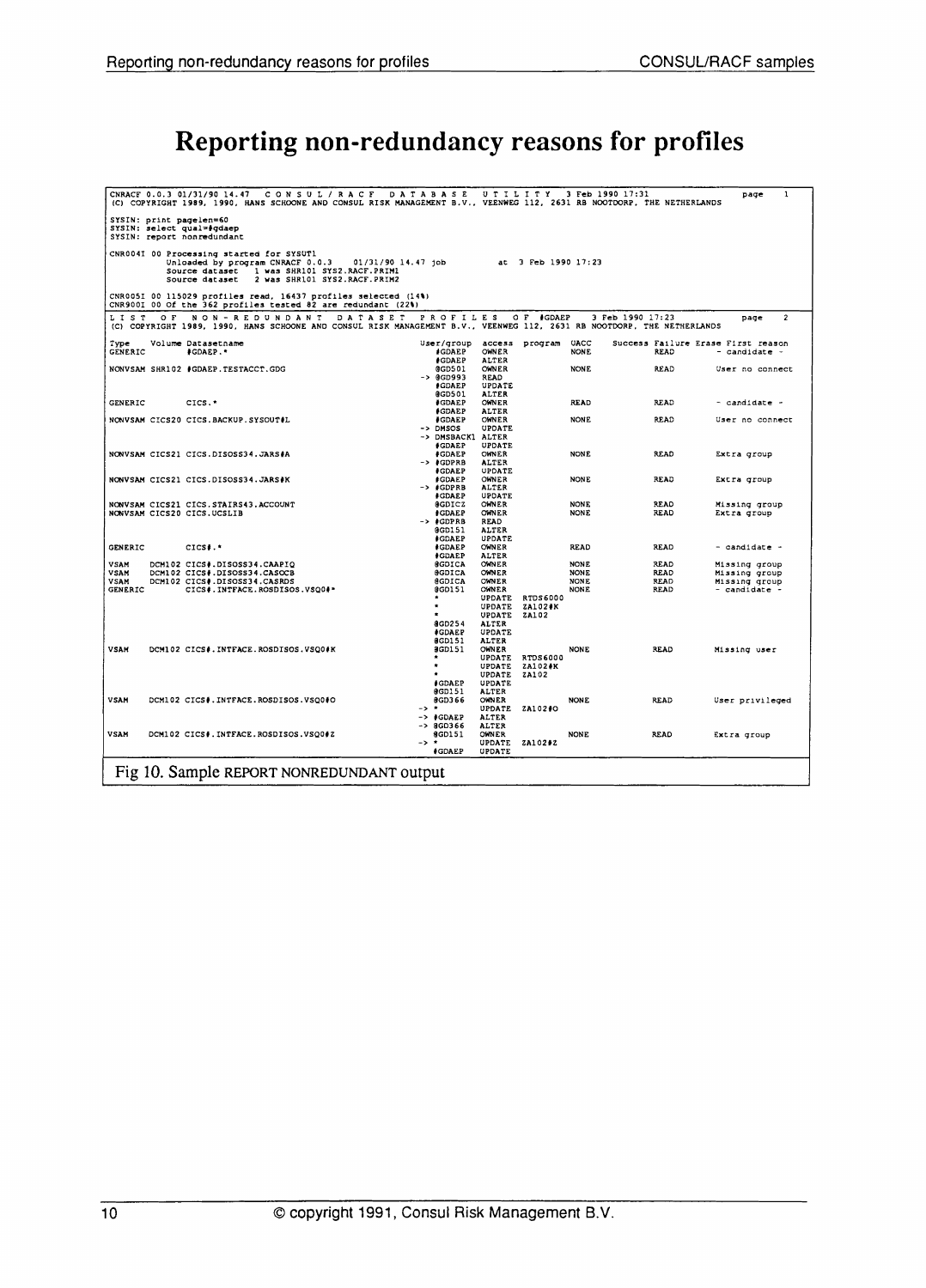# Reporting non-redundancy reasons for profiles

```
CNRACF 0.0.3 01/31/90 14.47   C O N S U L / R A C F   D A T A B A S E   U T I L I T Y   3 Feb 1990 17:31             page   1
(C) COPYRIGHT 1989, 1990, HANS SCHOONE AND CONSUL RISK MANAGEMENT B.V., VEENWEG 112, 2631 RB NOOTDORP, THE NETHERLANDS

SYSIN: print pagelen=60
SYSIN: select qual=#gdaep
SYSIN: report nonredundant

CNR004I 00 Processing started for SYSUT1
           Unloaded by program CNRACF 0.0.3   01/31/90 14.47 job          at  3 Feb 1990 17:23
           Source dataset   1 was SHR101 SYS2.RACF.PRIM1
           Source dataset   2 was SHR101 SYS2.RACF.PRIM2

CNR005I 00 115029 profiles read, 16437 profiles selected (14%)
CNR900I 00 Of the 362 profiles tested 82 are redundant (22%)
```

```
L I S T   O F   N O N - R E D U N D A N T   D A T A S E T   P R O F I L E S   O F  #GDAEP    3 Feb 1990 17:23          page   2
(C) COPYRIGHT 1989, 1990, HANS SCHOONE AND CONSUL RISK MANAGEMENT B.V., VEENWEG 112, 2631 RB NOOTDORP, THE NETHERLANDS

Type    Volume Datasetname                                User/group  access  program  UACC     Success Failure Erase First reason
GENERIC        #GDAEP.*                                     #GDAEP    OWNER            NONE             READ          - candidate -
                                                            #GDAEP    ALTER
NONVSAM SHR102 #GDAEP.TESTACCT.GDG                          @GD501    OWNER            NONE             READ          User no connect
                                                         -> @GD993    READ
                                                            #GDAEP    UPDATE
                                                            @GD501    ALTER
GENERIC        CICS.*                                       #GDAEP    OWNER            READ             READ          - candidate -
                                                            #GDAEP    ALTER
NONVSAM CICS20 CICS.BACKUP.SYSOUT#L                         #GDAEP    OWNER            NONE             READ          User no connect
                                                         -> DMSOS     UPDATE
                                                         -> DMSBACK1  ALTER
                                                            #GDAEP    UPDATE
NONVSAM CICS21 CICS.DISOSS34.JARS#A                         #GDAEP    OWNER            NONE             READ          Extra group
                                                         -> #GDPRB    ALTER
                                                            #GDAEP    UPDATE
NONVSAM CICS21 CICS.DISOSS34.JARS#K                         #GDAEP    OWNER            NONE             READ          Extra group
                                                         -> #GDPRB    ALTER
                                                            #GDAEP    UPDATE
NONVSAM CICS21 CICS.STAIRS43.ACCOUNT                        @GDICZ    OWNER            NONE             READ          Missing group
NONVSAM CICS20 CICS.UCSLIB                                  #GDAEP    OWNER            NONE             READ          Extra group
                                                         -> #GDPRB    READ
                                                            @GD151    ALTER
                                                            #GDAEP    UPDATE
GENERIC        CICS#.*                                      #GDAEP    OWNER            READ             READ          - candidate -
                                                            #GDAEP    ALTER
VSAM    DCM102 CICS#.DISOSS34.CAAPIQ                        @GDICA    OWNER            NONE             READ          Missing group
VSAM    DCM102 CICS#.DISOSS34.CASOCB                        @GDICA    OWNER            NONE             READ          Missing group
VSAM    DCM102 CICS#.DISOSS34.CASRDS                        @GDICA    OWNER            NONE             READ          Missing group
GENERIC        CICS#.INTFACE.ROSDISOS.VSQ0#*                @GD151    OWNER            NONE             READ          - candidate -
                                                            *         UPDATE  RTDS6000
                                                            *         UPDATE  ZA102#K
                                                            *         UPDATE  ZA102
                                                            @GD254    ALTER
                                                            #GDAEP    UPDATE
                                                            @GD151    ALTER
VSAM    DCM102 CICS#.INTFACE.ROSDISOS.VSQ0#K                @GD151    OWNER            NONE             READ          Missing user
                                                            *         UPDATE  RTDS6000
                                                            *         UPDATE  ZA102#K
                                                            *         UPDATE  ZA102
                                                            #GDAEP    UPDATE
                                                            @GD151    ALTER
VSAM    DCM102 CICS#.INTFACE.ROSDISOS.VSQ0#O                @GD366    OWNER            NONE             READ          User privileged
                                                         -> *         UPDATE  ZA102#O
                                                         -> #GDAEP    ALTER
                                                         -> @GD366    ALTER
VSAM    DCM102 CICS#.INTFACE.ROSDISOS.VSQ0#Z                @GD151    OWNER            NONE             READ          Extra group
                                                         -> *         UPDATE  ZA102#Z
                                                            #GDAEP    UPDATE
```

Fig 10. Sample REPORT NONREDUNDANT output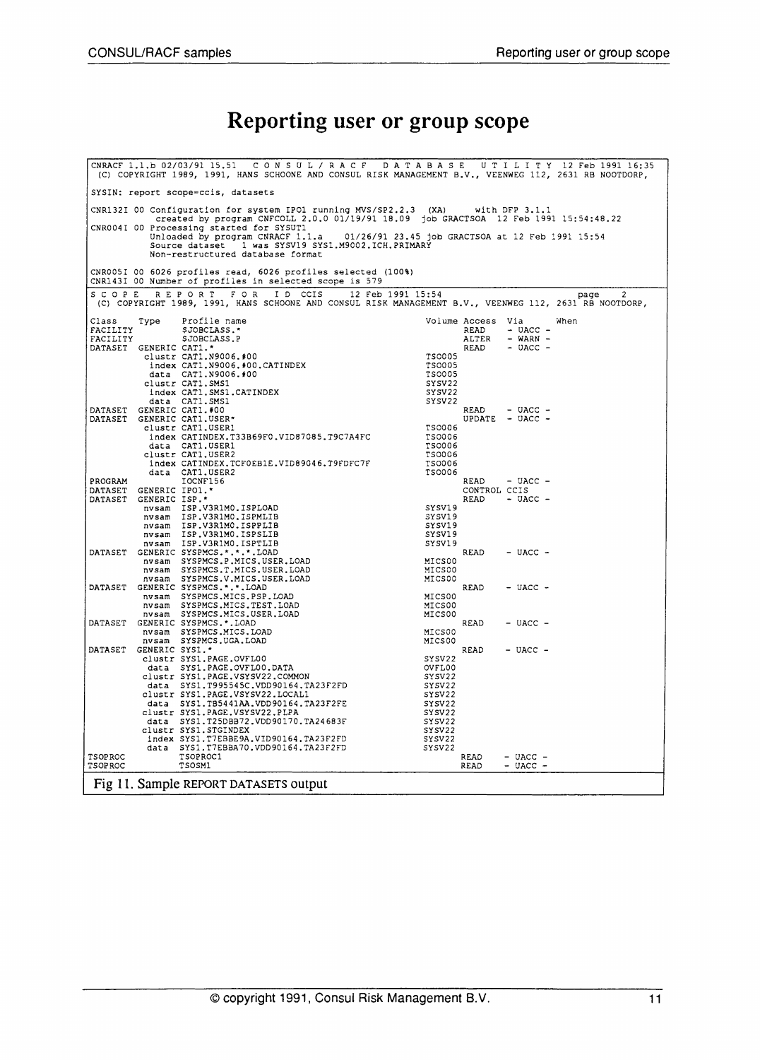# Reporting user or group scope

```
CNRACF 1.1.b 02/03/91 15.51   C O N S U L / R A C F   D A T A B A S E   U T I L I T Y 12 Feb 1991 16:35
 (C) COPYRIGHT 1989, 1991, HANS SCHOONE AND CONSUL RISK MANAGEMENT B.V., VEENWEG 112, 2631 RB NOOTDORP,

SYSIN: report scope=ccis, datasets

CNR132I 00 Configuration for system IPO1 running MVS/SP2.2.3  (XA)      with DFP 3.1.1
           created by program CNFCOLL 2.0.0 01/19/91 18.09  job GRACTSOA  12 Feb 1991 15:54:48.22
CNR004I 00 Processing started for SYSUT1
           Unloaded by program CNRACF 1.1.a     01/26/91 23.45 job GRACTSOA at 12 Feb 1991 15:54
           Source dataset   1 was SYSV19 SYS1.M9002.ICH.PRIMARY
           Non-restructured database format

CNR005I 00 6026 profiles read, 6026 profiles selected (100%)
CNR143I 00 Number of profiles in selected scope is 579
S C O P E   R E P O R T   F O R   I D  CCIS     12 Feb 1991 15:54                              page   2
 (C) COPYRIGHT 1989, 1991, HANS SCHOONE AND CONSUL RISK MANAGEMENT B.V., VEENWEG 112, 2631 RB NOOTDORP,

Class     Type     Profile name                                   Volume Access  Via       When
FACILITY           $JOBCLASS.*                                           READ    - UACC -
FACILITY           $JOBCLASS.P                                           ALTER   - WARN -
DATASET   GENERIC  CAT1.*                                                READ    - UACC -
          clustr   CAT1.N9006.#00                                 TSO005
           index   CAT1.N9006.#00.CATINDEX                        TSO005
           data    CAT1.N9006.#00                                 TSO005
          clustr   CAT1.SMS1                                      SYSV22
           index   CAT1.SMS1.CATINDEX                             SYSV22
           data    CAT1.SMS1                                      SYSV22
DATASET   GENERIC  CAT1.#00                                              READ    - UACC -
DATASET   GENERIC  CAT1.USER*                                            UPDATE  - UACC -
          clustr   CAT1.USER1                                     TSO006
           index   CATINDEX.T33B69F0.VID87085.T9C7A4FC            TSO006
           data    CAT1.USER1                                     TSO006
          clustr   CAT1.USER2                                     TSO006
           index   CATINDEX.TCF0EB1E.VID89046.T9FDFC7F            TSO006
           data    CAT1.USER2                                     TSO006
PROGRAM            IOCNF156                                              READ    - UACC -
DATASET   GENERIC  IPO1.*                                                CONTROL CCIS
DATASET   GENERIC  ISP.*                                                 READ    - UACC -
          nvsam    ISP.V3R1M0.ISPLOAD                             SYSV19
          nvsam    ISP.V3R1M0.ISPMLIB                             SYSV19
          nvsam    ISP.V3R1M0.ISPPLIB                             SYSV19
          nvsam    ISP.V3R1M0.ISPSLIB                             SYSV19
          nvsam    ISP.V3R1M0.ISPTLIB                             SYSV19
DATASET   GENERIC  SYSPMCS.*.*.*.LOAD                                    READ    - UACC -
          nvsam    SYSPMCS.P.MICS.USER.LOAD                       MICS00
          nvsam    SYSPMCS.T.MICS.USER.LOAD                       MICS00
          nvsam    SYSPMCS.V.MICS.USER.LOAD                       MICS00
DATASET   GENERIC  SYSPMCS.*.*.LOAD                                      READ    - UACC -
          nvsam    SYSPMCS.MICS.PSP.LOAD                          MICS00
          nvsam    SYSPMCS.MICS.TEST.LOAD                         MICS00
          nvsam    SYSPMCS.MICS.USER.LOAD                         MICS00
DATASET   GENERIC  SYSPMCS.*.LOAD                                        READ    - UACC -
          nvsam    SYSPMCS.MICS.LOAD                              MICS00
          nvsam    SYSPMCS.UGA.LOAD                               MICS00
DATASET   GENERIC  SYS1.*                                                READ    - UACC -
          clustr   SYS1.PAGE.OVFL00                               SYSV22
           data    SYS1.PAGE.OVFL00.DATA                          OVFL00
          clustr   SYS1.PAGE.VSYSV22.COMMON                       SYSV22
           data    SYS1.T995545C.VDD90164.TA23F2FD                SYSV22
          clustr   SYS1.PAGE.VSYSV22.LOCAL1                       SYSV22
           data    SYS1.TB5441AA.VDD90164.TA23F2FE                SYSV22
          clustr   SYS1.PAGE.VSYSV22.PLPA                         SYSV22
           data    SYS1.T25DBB72.VDD90170.TA24683F                SYSV22
          clustr   SYS1.STGINDEX                                  SYSV22
           index   SYS1.T7EBBE9A.VID90164.TA23F2FD                SYSV22
           data    SYS1.T7EBBA70.VDD90164.TA23F2FD                SYSV22
TSOPROC            TSOPROC1                                              READ    - UACC -
TSOPROC            TSOSM1                                                READ    - UACC -
```

Fig 11. Sample REPORT DATASETS output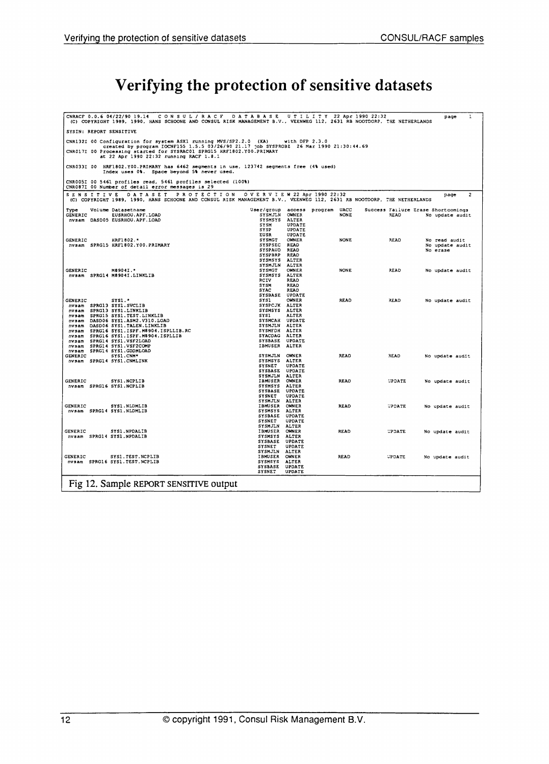# Verifying the protection of sensitive datasets

```
CNRACF 0.0.6 04/22/90 19.14   C O N S U L / R A C F   D A T A B A S E   U T I L I T Y  22 Apr 1990 22:32              page   1
(C) COPYRIGHT 1989, 1990, HANS SCHOONE AND CONSUL RISK MANAGEMENT B.V., VEENWEG 112, 2631 RB NOOTDORP, THE NETHERLANDS

SYSIN: REPORT SENSITIVE

CNR132I 00 Configuration for system ASX1 running MVS/SP2.2.0  (XA)      with DFP 2.3.0
           created by program IOCNF155 1.5.5 03/26/90 21.17 job SYSPROBZ  26 Mar 1990 21:30:44.69
CNR017I 00 Processing started for SYSRAC01 SPRG15 HRF1802.Y00.PRIMARY
           at 22 Apr 1990 22:32 running RACF 1.8.1

CNR033I 00  HRF1802.Y00.PRIMARY has 6462 segments in use, 123742 segments free (4% used)
            Index uses 0%.  Space beyond 5% never used.

CNR005I 00 5461 profiles read, 5461 profiles selected (100%)
CNR087I 00 Number of detail error messages is 29
S E N S I T I V E   D A T A S E T   P R O T E C T I O N   O V E R V I E W 22 Apr 1990 22:32                         page   2
(C) COPYRIGHT 1989, 1990, HANS SCHOONE AND CONSUL RISK MANAGEMENT B.V., VEENWEG 112, 2631 RB NOOTDORP, THE NETHERLANDS

Type    Volume Datasetname                                User/group  access  program  UACC     Success Failure Erase Shortcomings
GENERIC        EUSRHOU.APF.LOAD                            SYSMJLN   OWNER             NONE              READ         No update audit
 nvsam  DASD05 EUSRHOU.APF.LOAD                            SYSMSYS   ALTER
                                                           SYSM      UPDATE
                                                           SYSP      UPDATE
                                                           EUSR      UPDATE
GENERIC        HRF1802.*                                   SYSMGT    OWNER             NONE              READ         No read audit
 nvsam  SPRG15 HRF1802.Y00.PRIMARY                         SYSPSEC   READ                                             No update audit
                                                           SYSPAUD   READ                                             No erase
                                                           SYSPBRP   READ
                                                           SYSMSYS   ALTER
                                                           SYSMJLN   ALTER
GENERIC        M8904I.*                                    SYSMGT    OWNER             NONE              READ         No update audit
 nvsam  SPRG14 M8904I.LINKLIB                              SYSMSYS   ALTER
                                                           RCIV      READ
                                                           SYSM      READ
                                                           SYAC      READ
                                                           SYSBASE   UPDATE
GENERIC        SYS1.*                                      SYS1      OWNER             READ              READ         No update audit
 nvsam  SPRG13 SYS1.SVCLIB                                 SYSPCJK   ALTER
 nvsam  SPRG13 SYS1.LINKLIB                                SYSMSYS   ALTER
 nvsam  SPRG15 SYS1.TEST.LINKLIB                           SYS1      ALTER
 nvsam  DASD06 SYS1.ASM2.V310.LOAD                         SYSMCAH   UPDATE
 nvsam  DASD06 SYS1.TALEN.LINKLIB                          SYSMJLN   ALTER
 nvsam  SPRG16 SYS1.ISPF.M8904.ISPLLIB.RC                  SYSMFDH   ALTER
 nvsam  SPRG16 SYS1.ISPF.M8904.ISPLLIB                     SYACDAG   ALTER
 nvsam  SPRG14 SYS1.VSF2LOAD                               SYSBASE   UPDATE
 nvsam  SPRG14 SYS1.VSF2COMP                               IBMUSER   ALTER
 nvsam  SPRG14 SYS1.GDDMLOAD
GENERIC        SYS1.CNM*                                   SYSMJLN   OWNER             READ              READ         No update audit
 nvsam  SPRG14 SYS1.CNMLINK                                SYSMSYS   ALTER
                                                           SYSNET    UPDATE
                                                           SYSBASE   UPDATE
                                                           SYSMJLN   ALTER
GENERIC        SYS1.NCPLIB                                 IBMUSER   OWNER             READ              UPDATE       No update audit
 nvsam  SPRG16 SYS1.NCPLIB                                 SYSMSYS   ALTER
                                                           SYSBASE   UPDATE
                                                           SYSNET    UPDATE
                                                           SYSMJLN   ALTER
GENERIC        SYS1.NLDMLIB                                IBMUSER   OWNER             READ              UPDATE       No update audit
 nvsam  SPRG14 SYS1.NLDMLIB                                SYSMSYS   ALTER
                                                           SYSBASE   UPDATE
                                                           SYSNET    UPDATE
                                                           SYSMJLN   ALTER
GENERIC        SYS1.NPDALIB                                IBMUSER   OWNER             READ              UPDATE       No update audit
 nvsam  SPRG14 SYS1.NPDALIB                                SYSMSYS   ALTER
                                                           SYSBASE   UPDATE
                                                           SYSNET    UPDATE
                                                           SYSMJLN   ALTER
GENERIC        SYS1.TEST.NCPLIB                            IBMUSER   OWNER             READ              UPDATE       No update audit
 nvsam  SPRG16 SYS1.TEST.NCPLIB                            SYSMSYS   ALTER
                                                           SYSBASE   UPDATE
                                                           SYSNET    UPDATE
```

Fig 12. Sample REPORT SENSITIVE output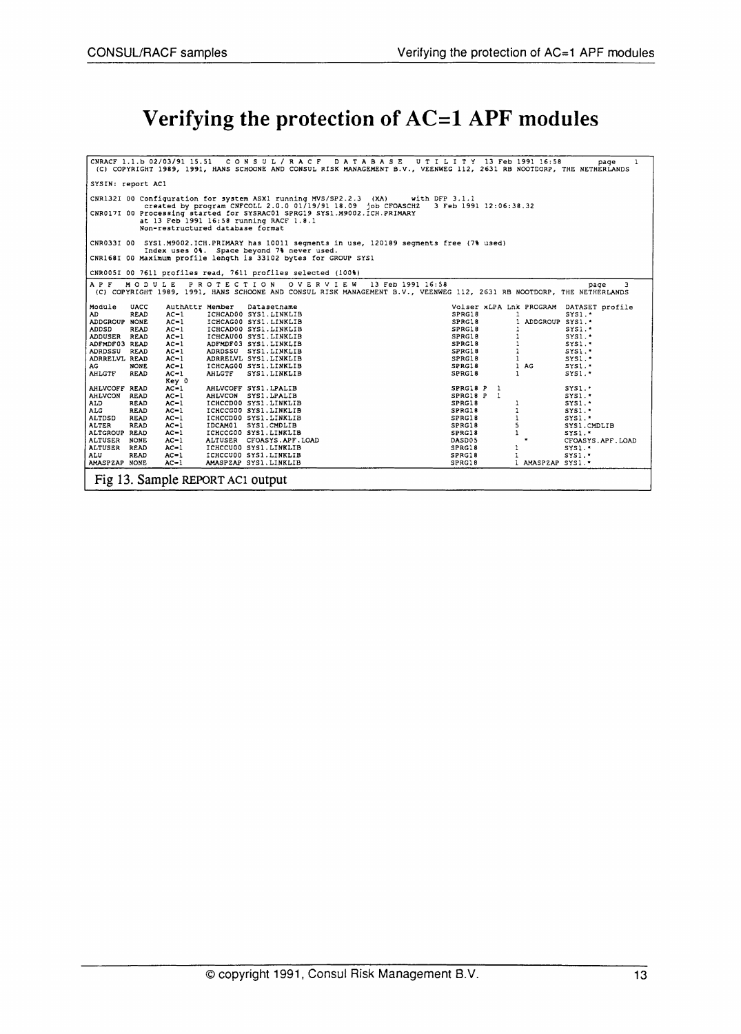# Verifying the protection of AC=1 APF modules

```
CNRACF 1.1.b 02/03/91 15.51   C O N S U L / R A C F   D A T A B A S E   U T I L I T Y  13 Feb 1991 16:58        page   1
(C) COPYRIGHT 1989, 1991, HANS SCHOONE AND CONSUL RISK MANAGEMENT B.V., VEENWEG 112, 2631 RB NOOTDORP, THE NETHERLANDS

SYSIN: report AC1

CNR132I 00 Configuration for system ASX1 running MVS/SP2.2.3  (XA)      with DFP 3.1.1
           created by program CNFCOLL 2.0.0 01/19/91 18.09  job CFOASCHZ   3 Feb 1991 12:06:38.32
CNR017I 00 Processing started for SYSRAC01 SPRG19 SYS1.M9002.ICH.PRIMARY
           at 13 Feb 1991 16:58 running RACF 1.8.1
           Non-restructured database format

CNR033I 00  SYS1.M9002.ICH.PRIMARY has 10011 segments in use, 120189 segments free (7% used)
            Index uses 0%.  Space beyond 7% never used.
CNR168I 00 Maximum profile length is 33102 bytes for GROUP SYS1

CNR005I 00 7611 profiles read, 7611 profiles selected (100%)
```

```
A P F   M O D U L E   P R O T E C T I O N   O V E R V I E W   13 Feb 1991 16:58                                page   3
(C) COPYRIGHT 1989, 1991, HANS SCHOONE AND CONSUL RISK MANAGEMENT B.V., VEENWEG 112, 2631 RB NOOTDORP, THE NETHERLANDS

Module    UACC    AuthAttr Member   Datasetname                          Volser xLPA Lnk PROGRAM  DATASET profile
AD        READ    AC=1     ICHCAD00 SYS1.LINKLIB                         SPRG18        1          SYS1.*
ADDGROUP  NONE    AC=1     ICHCAG00 SYS1.LINKLIB                         SPRG18        1 ADDGROUP SYS1.*
ADDSD     READ    AC=1     ICHCAD00 SYS1.LINKLIB                         SPRG18        1          SYS1.*
ADDUSER   READ    AC=1     ICHCAU00 SYS1.LINKLIB                         SPRG18        1          SYS1.*
ADFMDF03  READ    AC=1     ADFMDF03 SYS1.LINKLIB                         SPRG18        1          SYS1.*
ADRDSSU   READ    AC=1     ADRDSSU  SYS1.LINKLIB                         SPRG18        1          SYS1.*
ADRRELVL  READ    AC=1     ADRRELVL SYS1.LINKLIB                         SPRG18        1          SYS1.*
AG        NONE    AC=1     ICHCAG00 SYS1.LINKLIB                         SPRG18        1 AG       SYS1.*
AHLGTF    READ    AC=1     AHLGTF   SYS1.LINKLIB                         SPRG18        1          SYS1.*
                  Key 0
AHLVCOFF  READ    AC=1     AHLVCOFF SYS1.LPALIB                          SPRG18 P  1              SYS1.*
AHLVCON   READ    AC=1     AHLVCON  SYS1.LPALIB                          SPRG18 P  1              SYS1.*
ALD       READ    AC=1     ICHCCD00 SYS1.LINKLIB                         SPRG18        1          SYS1.*
ALG       READ    AC=1     ICHCCG00 SYS1.LINKLIB                         SPRG18        1          SYS1.*
ALTDSD    READ    AC=1     ICHCCD00 SYS1.LINKLIB                         SPRG18        1          SYS1.*
ALTER     READ    AC=1     IDCAM01  SYS1.CMDLIB                          SPRG18        5          SYS1.CMDLIB
ALTGROUP  READ    AC=1     ICHCCG00 SYS1.LINKLIB                         SPRG18        1          SYS1.*
ALTUSER   NONE    AC=1     ALTUSER  CFOASYS.APF.LOAD                     DASD05        *          CFOASYS.APF.LOAD
ALTUSER   READ    AC=1     ICHCCU00 SYS1.LINKLIB                         SPRG18        1          SYS1.*
ALU       READ    AC=1     ICHCCU00 SYS1.LINKLIB                         SPRG18        1          SYS1.*
AMASPZAP  NONE    AC=1     AMASPZAP SYS1.LINKLIB                         SPRG18        1 AMASPZAP SYS1.*
```

Fig 13. Sample REPORT AC1 output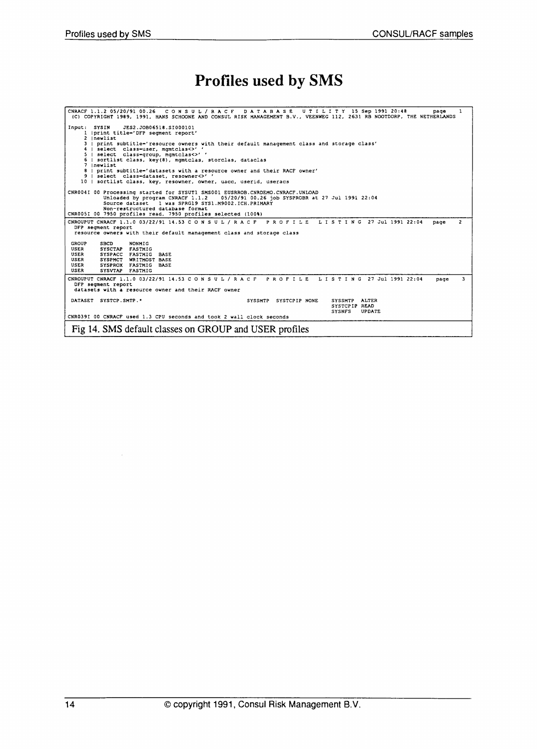# Profiles used by SMS

```
CNRACF 1.1.2 05/20/91 00.26  C O N S U L / R A C F   D A T A B A S E   U T I L I T Y  15 Sep 1991 20:48        page   1
 (C) COPYRIGHT 1989, 1991, HANS SCHOONE AND CONSUL RISK MANAGEMENT B.V., VEENWEG 112, 2631 RB NOOTDORP, THE NETHERLANDS

Input:  SYSIN     JES2.JOB06518.SI000101
     1 |print title='DFP segment report'
     2 |newlist
     3 | print subtitle='resource owners with their default management class and storage class'
     4 | select  class=user, mgmtclas<>' '
     5 | select  class=group, mgmtclas<>' '
     6 | sortlist class, key(8), mgmtclas, storclas, dataclas
     7 |newlist
     8 | print subtitle='datasets with a resource owner and their RACF owner'
     9 | select  class=dataset, resowner<>' '
    10 | sortlist class, key, resowner, owner, uacc, userid, useracs

CNR004I 00 Processing started for SYSUT1 SMS001 EUSRROB.CNRDEMO.CNRACF.UNLOAD
           Unloaded by program CNRACF 1.1.2    05/20/91 00.26 job SYSPROBR at 27 Jul 1991 22:04
           Source dataset   1 was SPRG19 SYS1.M9002.ICH.PRIMARY
           Non-restructured database format
CNR005I 00 7950 profiles read, 7950 profiles selected (100%)
```

```
CNROUPUT CNRACF 1.1.0 03/22/91 14.53 C O N S U L / R A C F   P R O F I L E   L I S T I N G  27 Jul 1991 22:04    page   2
 DFP segment report
 resource owners with their default management class and storage class

 GROUP     SBCD      NONMIG
 USER      SYSCTAP   FASTMIG
 USER      SYSPACC   FASTMIG  BASE
 USER      SYSPMCT   WRITMOST BASE
 USER      SYSPROX   FASTMIG  BASE
 USER      SYSVTAP   FASTMIG
```

```
CNROUPUT CNRACF 1.1.0 03/22/91 14.53 C O N S U L / R A C F   P R O F I L E   L I S T I N G  27 Jul 1991 22:04    page   3
 DFP segment report
 datasets with a resource owner and their RACF owner

 DATASET  SYSTCP.SMTP.*                                   SYSSMTP  SYSTCPIP NONE     SYSSMTP  ALTER
                                                                                     SYSTCPIP READ
                                                                                     SYSNFS   UPDATE
CNR039I 00 CNRACF used 1.3 CPU seconds and took 2 wall clock seconds
```

Fig 14. SMS default classes on GROUP and USER profiles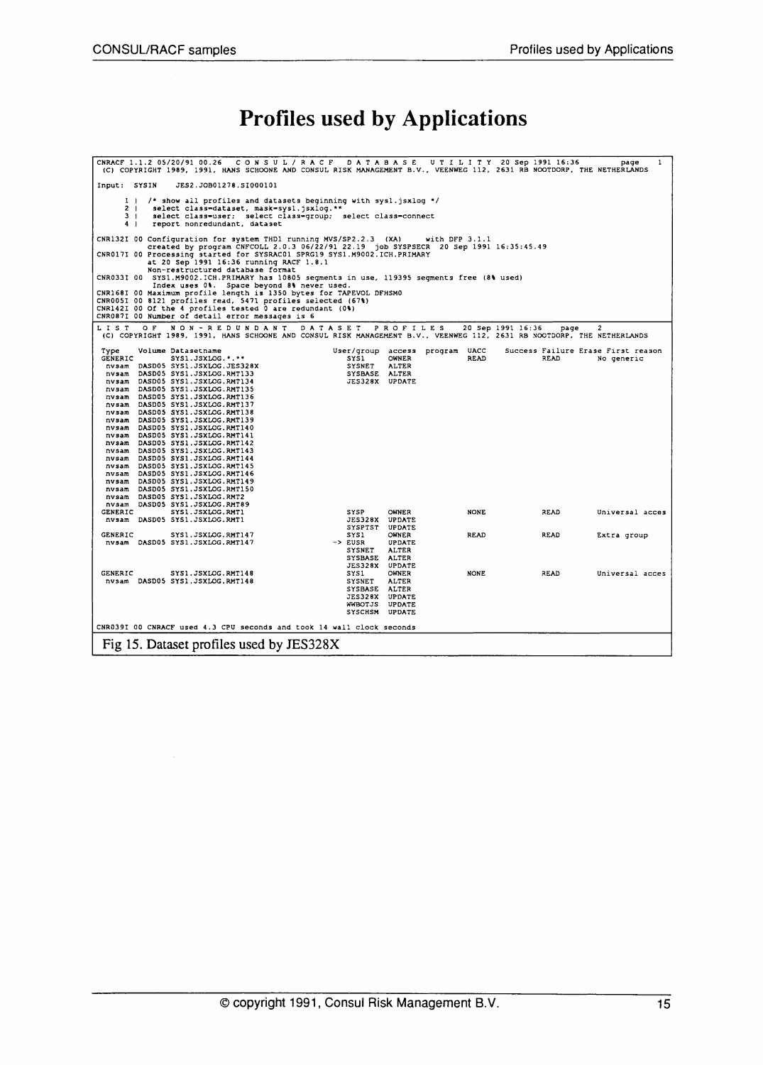# Profiles used by Applications

```
CNRACF 1.1.2 05/20/91 00.26   C O N S U L / R A C F   D A T A B A S E   U T I L I T Y  20 Sep 1991 16:36         page   1
(C) COPYRIGHT 1989, 1991, HANS SCHOONE AND CONSUL RISK MANAGEMENT B.V., VEENWEG 112, 2631 RB NOOTDORP, THE NETHERLANDS

Input:  SYSIN     JES2.JOB01278.SI000101

      1 |  /* show all profiles and datasets beginning with sys1.jsxlog */
      2 |    select class=dataset, mask=sys1.jsxlog.**
      3 |    select class=user;  select class=group;  select class=connect
      4 |    report nonredundant, dataset

CNR132I 00 Configuration for system THD1 running MVS/SP2.2.3  (XA)     with DFP 3.1.1
           created by program CNFCOLL 2.0.3 06/22/91 22.19  job SYSPSECR  20 Sep 1991 16:35:45.49
CNR017I 00 Processing started for SYSRAC01 SPRG19 SYS1.M9002.ICH.PRIMARY
           at 20 Sep 1991 16:36 running RACF 1.8.1
           Non-restructured database format
CNR033I 00  SYS1.M9002.ICH.PRIMARY has 10805 segments in use, 119395 segments free (8% used)
           Index uses 0%.  Space beyond 8% never used.
CNR168I 00 Maximum profile length is 1350 bytes for TAPEVOL DFHSM0
CNR005I 00 8121 profiles read, 5471 profiles selected (67%)
CNR142I 00 Of the 4 profiles tested 0 are redundant (0%)
CNR087I 00 Number of detail error messages is 6

L I S T   O F   N O N - R E D U N D A N T   D A T A S E T   P R O F I L E S   20 Sep 1991 16:36    page   2
(C) COPYRIGHT 1989, 1991, HANS SCHOONE AND CONSUL RISK MANAGEMENT B.V., VEENWEG 112, 2631 RB NOOTDORP, THE NETHERLANDS

Type    Volume Datasetname                                User/group  access  program  UACC     Success Failure Erase First reason
GENERIC        SYS1.JSXLOG.*.**                              SYS1     OWNER            READ             READ          No generic
  nvsam  DASD05 SYS1.JSXLOG.JES328X                          SYSNET   ALTER
  nvsam  DASD05 SYS1.JSXLOG.RMT133                           SYSBASE  ALTER
  nvsam  DASD05 SYS1.JSXLOG.RMT134                           JES328X  UPDATE
  nvsam  DASD05 SYS1.JSXLOG.RMT135
  nvsam  DASD05 SYS1.JSXLOG.RMT136
  nvsam  DASD05 SYS1.JSXLOG.RMT137
  nvsam  DASD05 SYS1.JSXLOG.RMT138
  nvsam  DASD05 SYS1.JSXLOG.RMT139
  nvsam  DASD05 SYS1.JSXLOG.RMT140
  nvsam  DASD05 SYS1.JSXLOG.RMT141
  nvsam  DASD05 SYS1.JSXLOG.RMT142
  nvsam  DASD05 SYS1.JSXLOG.RMT143
  nvsam  DASD05 SYS1.JSXLOG.RMT144
  nvsam  DASD05 SYS1.JSXLOG.RMT145
  nvsam  DASD05 SYS1.JSXLOG.RMT146
  nvsam  DASD05 SYS1.JSXLOG.RMT149
  nvsam  DASD05 SYS1.JSXLOG.RMT150
  nvsam  DASD05 SYS1.JSXLOG.RMT2
  nvsam  DASD05 SYS1.JSXLOG.RMT89
GENERIC        SYS1.JSXLOG.RMT1                              SYSP     OWNER            NONE             READ          Universal acces
  nvsam  DASD05 SYS1.JSXLOG.RMT1                             JES328X  UPDATE
                                                             SYSPTST  UPDATE
GENERIC        SYS1.JSXLOG.RMT147                            SYS1     OWNER            READ             READ          Extra group
  nvsam  DASD05 SYS1.JSXLOG.RMT147                        -> EUSR     UPDATE
                                                             SYSNET   ALTER
                                                             SYSBASE  ALTER
                                                             JES328X  UPDATE
GENERIC        SYS1.JSXLOG.RMT148                            SYS1     OWNER            NONE             READ          Universal acces
  nvsam  DASD05 SYS1.JSXLOG.RMT148                           SYSNET   ALTER
                                                             SYSBASE  ALTER
                                                             JES328X  UPDATE
                                                             WWBOTJS  UPDATE
                                                             SYSCHSM  UPDATE

CNR039I 00 CNRACF used 4.3 CPU seconds and took 14 wall clock seconds
```

Fig 15. Dataset profiles used by JES328X

© copyright 1991, Consul Risk Management B.V.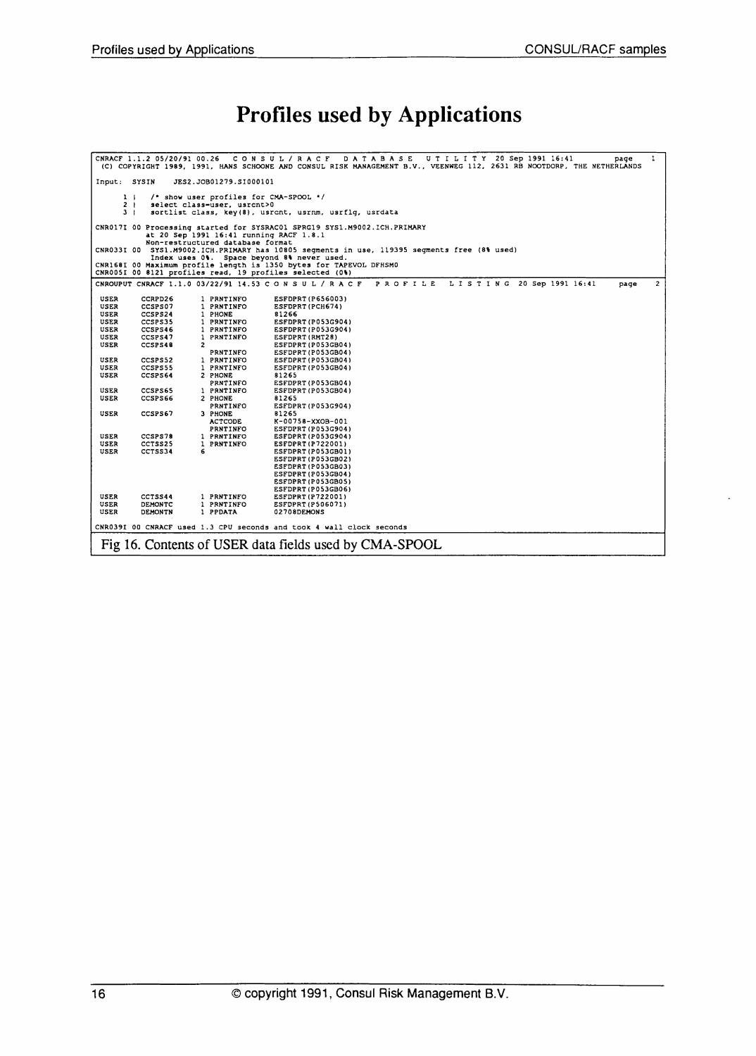# Profiles used by Applications

```
CNRACF 1.1.2 05/20/91 00.26  C O N S U L / R A C F   D A T A B A S E   U T I L I T Y  20 Sep 1991 16:41         page   1
 (C) COPYRIGHT 1989, 1991, HANS SCHOONE AND CONSUL RISK MANAGEMENT B.V., VEENWEG 112, 2631 RB NOOTDORP, THE NETHERLANDS

Input:  SYSIN    JES2.JOB01279.SI000101

      1 |   /* show user profiles for CMA-SPOOL */
      2 |   select class=user, usrcnt>0
      3 |   sortlist class, key(8), usrcnt, usrnm, usrflg, usrdata

CNR017I 00 Processing started for SYSRAC01 SPRG19 SYS1.M9002.ICH.PRIMARY
           at 20 Sep 1991 16:41 running RACF 1.8.1
           Non-restructured database format
CNR033I 00  SYS1.M9002.ICH.PRIMARY has 10805 segments in use, 119395 segments free (8% used)
           Index uses 0%.  Space beyond 8% never used.
CNR168I 00 Maximum profile length is 1350 bytes for TAPEVOL DFHSM0
CNR005I 00 8121 profiles read, 19 profiles selected (0%)
CNROUPUT CNRACF 1.1.0 03/22/91 14.53 C O N S U L / R A C F   P R O F I L E   L I S T I N G  20 Sep 1991 16:41      page   2

 USER     CCRPD26        1 PRNTINFO      ESFDPRT(P656003)
 USER     CCSPS07        1 PRNTINFO      ESFDPRT(PCH674)
 USER     CCSPS24        1 PHONE         81266
 USER     CCSPS35        1 PRNTINFO      ESFDPRT(P053G904)
 USER     CCSPS46        1 PRNTINFO      ESFDPRT(P053G904)
 USER     CCSPS47        1 PRNTINFO      ESFDPRT(RMT28)
 USER     CCSPS48        2               ESFDPRT(P053GB04)
                           PRNTINFO      ESFDPRT(P053GB04)
 USER     CCSPS52        1 PRNTINFO      ESFDPRT(P053GB04)
 USER     CCSPS55        1 PRNTINFO      ESFDPRT(P053GB04)
 USER     CCSPS64        2 PHONE         81265
                           PRNTINFO      ESFDPRT(P053GB04)
 USER     CCSPS65        1 PRNTINFO      ESFDPRT(P053GB04)
 USER     CCSPS66        2 PHONE         81265
                           PRNTINFO      ESFDPRT(P053G904)
 USER     CCSPS67        3 PHONE         81265
                           ACTCODE       K-00758-XXOB-001
                           PRNTINFO      ESFDPRT(P053G904)
 USER     CCSPS78        1 PRNTINFO      ESFDPRT(P053G904)
 USER     CCTSS25        1 PRNTINFO      ESFDPRT(P722001)
 USER     CCTSS34        6               ESFDPRT(P053GB01)
                                         ESFDPRT(P053GB02)
                                         ESFDPRT(P053GB03)
                                         ESFDPRT(P053GB04)
                                         ESFDPRT(P053GB05)
                                         ESFDPRT(P053GB06)
 USER     CCTSS44        1 PRNTINFO      ESFDPRT(P722001)
 USER     DEMONTC        1 PRNTINFO      ESFDPRT(P506071)
 USER     DEMONTN        1 PFDATA        02708DEMONS

CNR039I 00 CNRACF used 1.3 CPU seconds and took 4 wall clock seconds
```

Fig 16. Contents of USER data fields used by CMA-SPOOL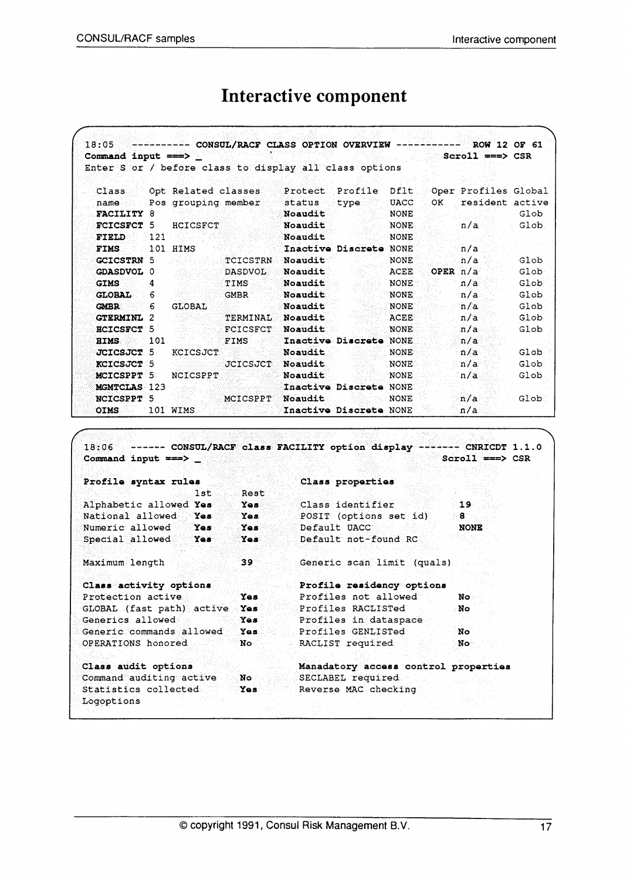# Interactive component

```
18:05   ---------- CONSUL/RACF CLASS OPTION OVERVIEW -----------  ROW 12 OF 61
Command input ===> _                                             Scroll ===> CSR
Enter S or / before class to display all class options

  Class    Opt Related classes    Protect  Profile  Dflt   Oper Profiles Global
  name     Pos grouping member    status   type     UACC   OK   resident active
  FACILITY 8                      Noaudit           NONE                  Glob
  FCICSFCT 5   HCICSFCT           Noaudit           NONE           n/a    Glob
  FIELD    121                    Noaudit           NONE
  FIMS     101 HIMS               Inactive Discrete NONE           n/a
  GCICSTRN 5            TCICSTRN  Noaudit           NONE           n/a    Glob
  GDASDVOL 0            DASDVOL   Noaudit           ACEE   OPER n/a     Glob
  GIMS     4            TIMS      Noaudit           NONE           n/a    Glob
  GLOBAL   6            GMBR      Noaudit           NONE           n/a    Glob
  GMBR     6   GLOBAL             Noaudit           NONE           n/a    Glob
  GTERMINL 2            TERMINAL  Noaudit           ACEE           n/a    Glob
  HCICSFCT 5            FCICSFCT  Noaudit           NONE           n/a    Glob
  HIMS     101          FIMS      Inactive Discrete NONE           n/a
  JCICSJCT 5   KCICSJCT           Noaudit           NONE           n/a    Glob
  KCICSJCT 5            JCICSJCT  Noaudit           NONE           n/a    Glob
  MCICSPPT 5   NCICSPPT           Noaudit           NONE           n/a    Glob
  MGMTCLAS 123                    Inactive Discrete NONE
  NCICSPPT 5            MCICSPPT  Noaudit           NONE           n/a    Glob
  OIMS     101 WIMS               Inactive Discrete NONE           n/a
```

```
18:06   ------ CONSUL/RACF class FACILITY option display ------- CNRICDT 1.1.0
Command input ===> _                                            Scroll ===> CSR

Profile syntax rules                  Class properties
                     1st    Rest
Alphabetic allowed   Yes    Yes       Class identifier           19
National allowed     Yes    Yes       POSIT (options set id)     8
Numeric allowed      Yes    Yes       Default UACC               NONE
Special allowed      Yes    Yes       Default not-found RC

Maximum length              39        Generic scan limit (quals)

Class activity options                Profile residency options
Protection active           Yes       Profiles not allowed       No
GLOBAL (fast path) active   Yes       Profiles RACLISTed         No
Generics allowed            Yes       Profiles in dataspace
Generic commands allowed    Yes       Profiles GENLISTed         No
OPERATIONS honored          No        RACLIST required           No

Class audit options                   Manadatory access control properties
Command auditing active     No        SECLABEL required
Statistics collected        Yes       Reverse MAC checking
Logoptions
```

© copyright 1991, Consul Risk Management B.V.